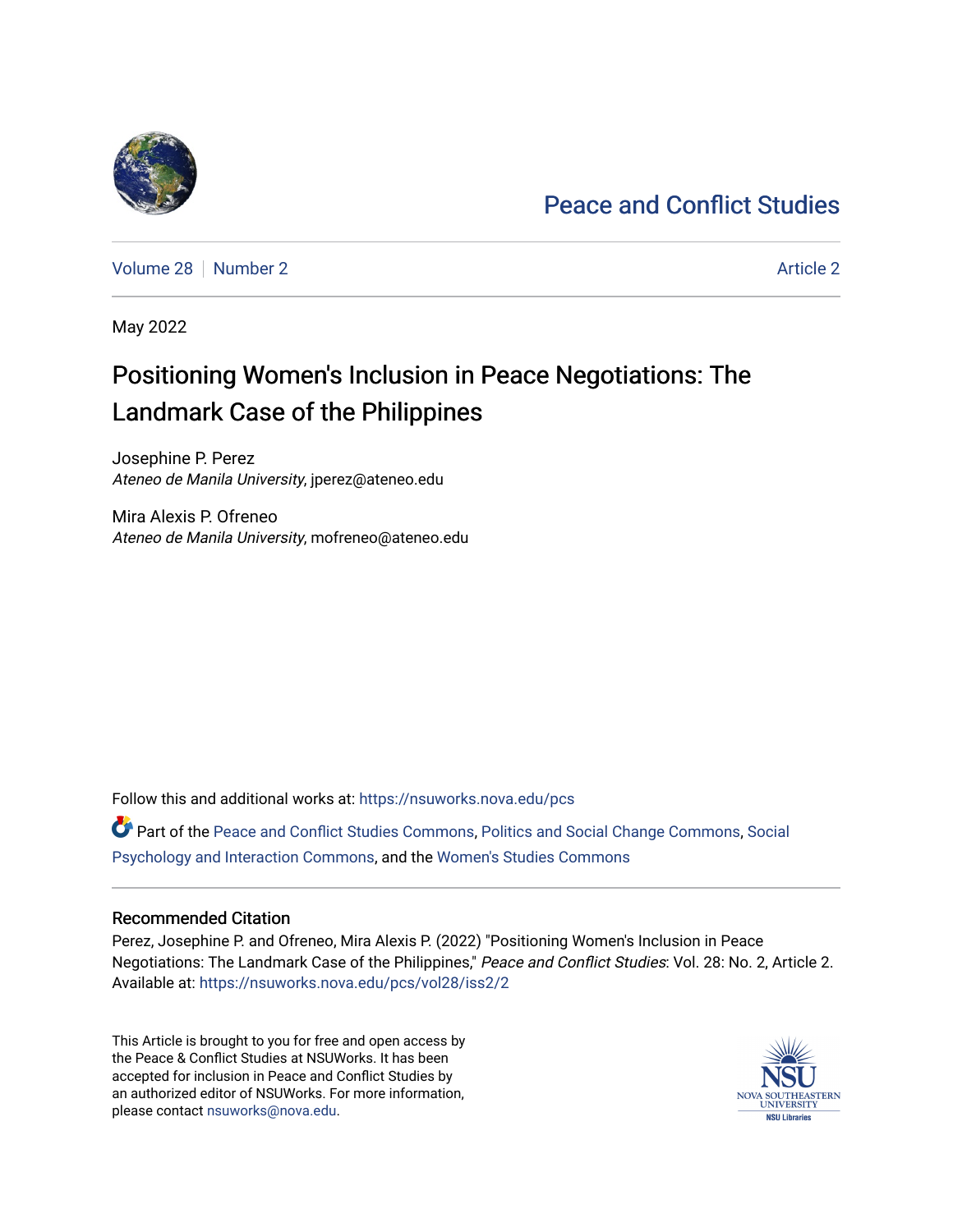Peace and Conflict Studies

Volume 28 | Number 2 | Article 2

May 2022

# Positioning Women's Inclusion in Peace Negotiations: The Landmark Case of the Philippines

Josephine P. Perez
*Ateneo de Manila University*, jperez@ateneo.edu

Mira Alexis P. Ofreneo
*Ateneo de Manila University*, mofreneo@ateneo.edu

Follow this and additional works at: https://nsuworks.nova.edu/pcs

Part of the Peace and Conflict Studies Commons, Politics and Social Change Commons, Social Psychology and Interaction Commons, and the Women's Studies Commons

## Recommended Citation

Perez, Josephine P. and Ofreneo, Mira Alexis P. (2022) "Positioning Women's Inclusion in Peace Negotiations: The Landmark Case of the Philippines," *Peace and Conflict Studies*: Vol. 28: No. 2, Article 2. Available at: https://nsuworks.nova.edu/pcs/vol28/iss2/2

This Article is brought to you for free and open access by the Peace & Conflict Studies at NSUWorks. It has been accepted for inclusion in Peace and Conflict Studies by an authorized editor of NSUWorks. For more information, please contact nsuworks@nova.edu.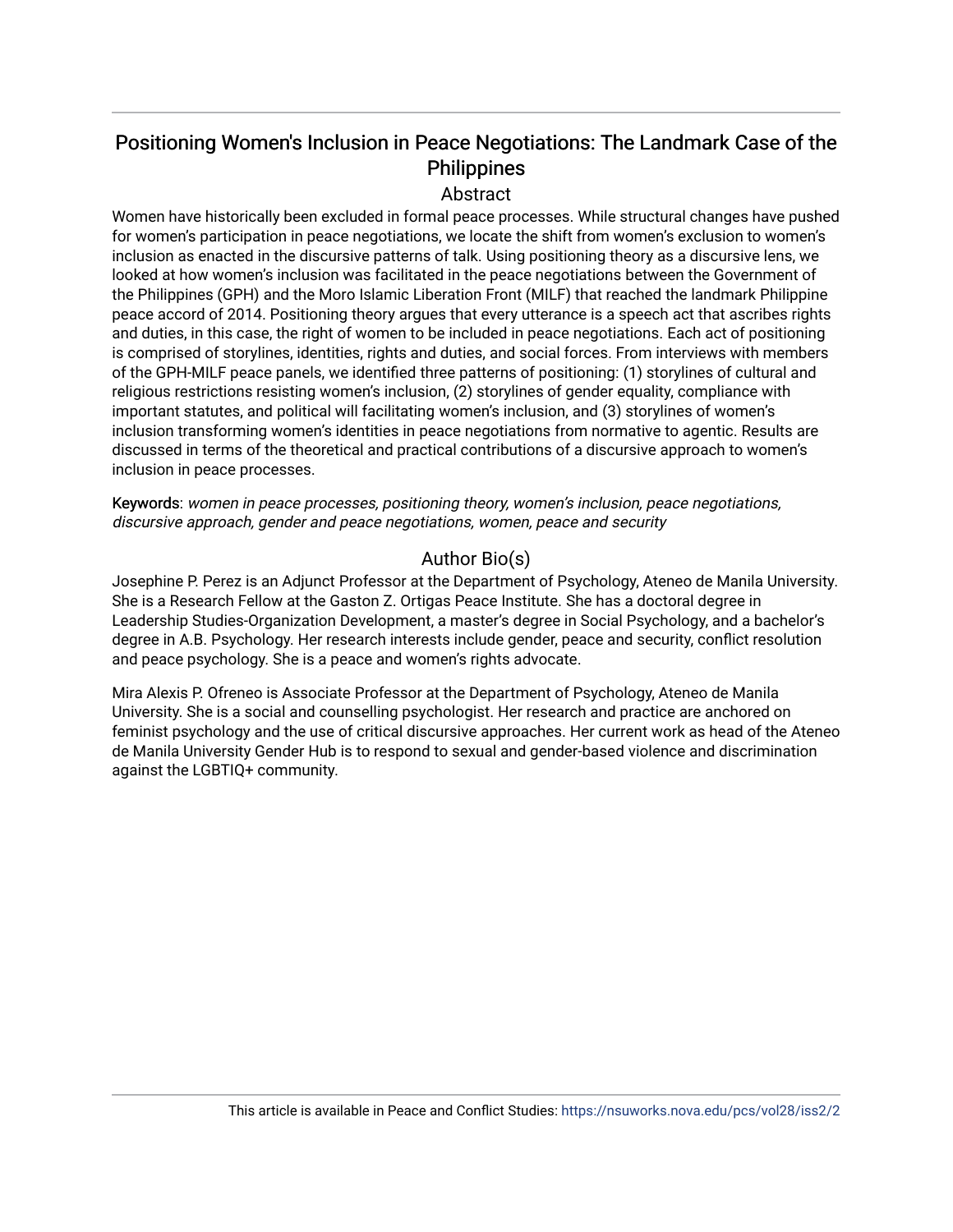# Positioning Women's Inclusion in Peace Negotiations: The Landmark Case of the Philippines

## Abstract

Women have historically been excluded in formal peace processes. While structural changes have pushed for women's participation in peace negotiations, we locate the shift from women's exclusion to women's inclusion as enacted in the discursive patterns of talk. Using positioning theory as a discursive lens, we looked at how women's inclusion was facilitated in the peace negotiations between the Government of the Philippines (GPH) and the Moro Islamic Liberation Front (MILF) that reached the landmark Philippine peace accord of 2014. Positioning theory argues that every utterance is a speech act that ascribes rights and duties, in this case, the right of women to be included in peace negotiations. Each act of positioning is comprised of storylines, identities, rights and duties, and social forces. From interviews with members of the GPH-MILF peace panels, we identified three patterns of positioning: (1) storylines of cultural and religious restrictions resisting women's inclusion, (2) storylines of gender equality, compliance with important statutes, and political will facilitating women's inclusion, and (3) storylines of women's inclusion transforming women's identities in peace negotiations from normative to agentic. Results are discussed in terms of the theoretical and practical contributions of a discursive approach to women's inclusion in peace processes.

**Keywords**: *women in peace processes, positioning theory, women's inclusion, peace negotiations, discursive approach, gender and peace negotiations, women, peace and security*

## Author Bio(s)

Josephine P. Perez is an Adjunct Professor at the Department of Psychology, Ateneo de Manila University. She is a Research Fellow at the Gaston Z. Ortigas Peace Institute. She has a doctoral degree in Leadership Studies-Organization Development, a master's degree in Social Psychology, and a bachelor's degree in A.B. Psychology. Her research interests include gender, peace and security, conflict resolution and peace psychology. She is a peace and women's rights advocate.

Mira Alexis P. Ofreneo is Associate Professor at the Department of Psychology, Ateneo de Manila University. She is a social and counselling psychologist. Her research and practice are anchored on feminist psychology and the use of critical discursive approaches. Her current work as head of the Ateneo de Manila University Gender Hub is to respond to sexual and gender-based violence and discrimination against the LGBTIQ+ community.

This article is available in Peace and Conflict Studies: https://nsuworks.nova.edu/pcs/vol28/iss2/2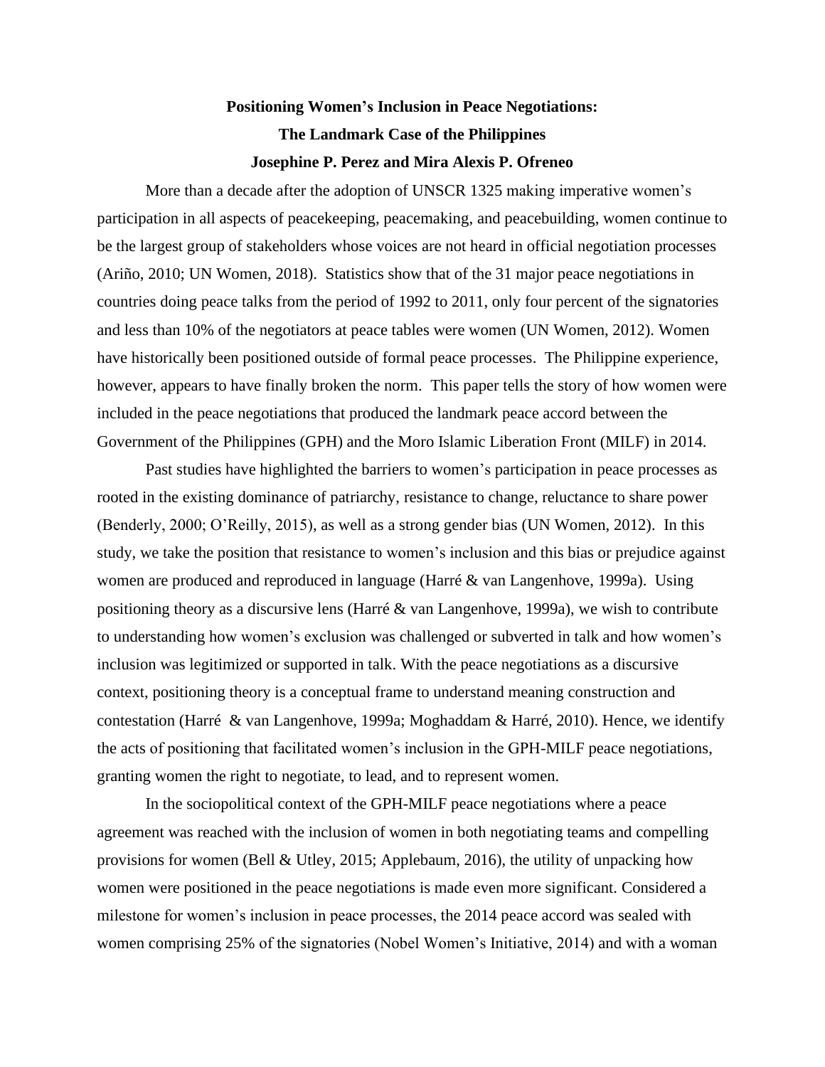**Positioning Women's Inclusion in Peace Negotiations:**

**The Landmark Case of the Philippines**

**Josephine P. Perez and Mira Alexis P. Ofreneo**

More than a decade after the adoption of UNSCR 1325 making imperative women's participation in all aspects of peacekeeping, peacemaking, and peacebuilding, women continue to be the largest group of stakeholders whose voices are not heard in official negotiation processes (Ariño, 2010; UN Women, 2018). Statistics show that of the 31 major peace negotiations in countries doing peace talks from the period of 1992 to 2011, only four percent of the signatories and less than 10% of the negotiators at peace tables were women (UN Women, 2012). Women have historically been positioned outside of formal peace processes. The Philippine experience, however, appears to have finally broken the norm. This paper tells the story of how women were included in the peace negotiations that produced the landmark peace accord between the Government of the Philippines (GPH) and the Moro Islamic Liberation Front (MILF) in 2014.

Past studies have highlighted the barriers to women's participation in peace processes as rooted in the existing dominance of patriarchy, resistance to change, reluctance to share power (Benderly, 2000; O'Reilly, 2015), as well as a strong gender bias (UN Women, 2012). In this study, we take the position that resistance to women's inclusion and this bias or prejudice against women are produced and reproduced in language (Harré & van Langenhove, 1999a). Using positioning theory as a discursive lens (Harré & van Langenhove, 1999a), we wish to contribute to understanding how women's exclusion was challenged or subverted in talk and how women's inclusion was legitimized or supported in talk. With the peace negotiations as a discursive context, positioning theory is a conceptual frame to understand meaning construction and contestation (Harré & van Langenhove, 1999a; Moghaddam & Harré, 2010). Hence, we identify the acts of positioning that facilitated women's inclusion in the GPH-MILF peace negotiations, granting women the right to negotiate, to lead, and to represent women.

In the sociopolitical context of the GPH-MILF peace negotiations where a peace agreement was reached with the inclusion of women in both negotiating teams and compelling provisions for women (Bell & Utley, 2015; Applebaum, 2016), the utility of unpacking how women were positioned in the peace negotiations is made even more significant. Considered a milestone for women's inclusion in peace processes, the 2014 peace accord was sealed with women comprising 25% of the signatories (Nobel Women's Initiative, 2014) and with a woman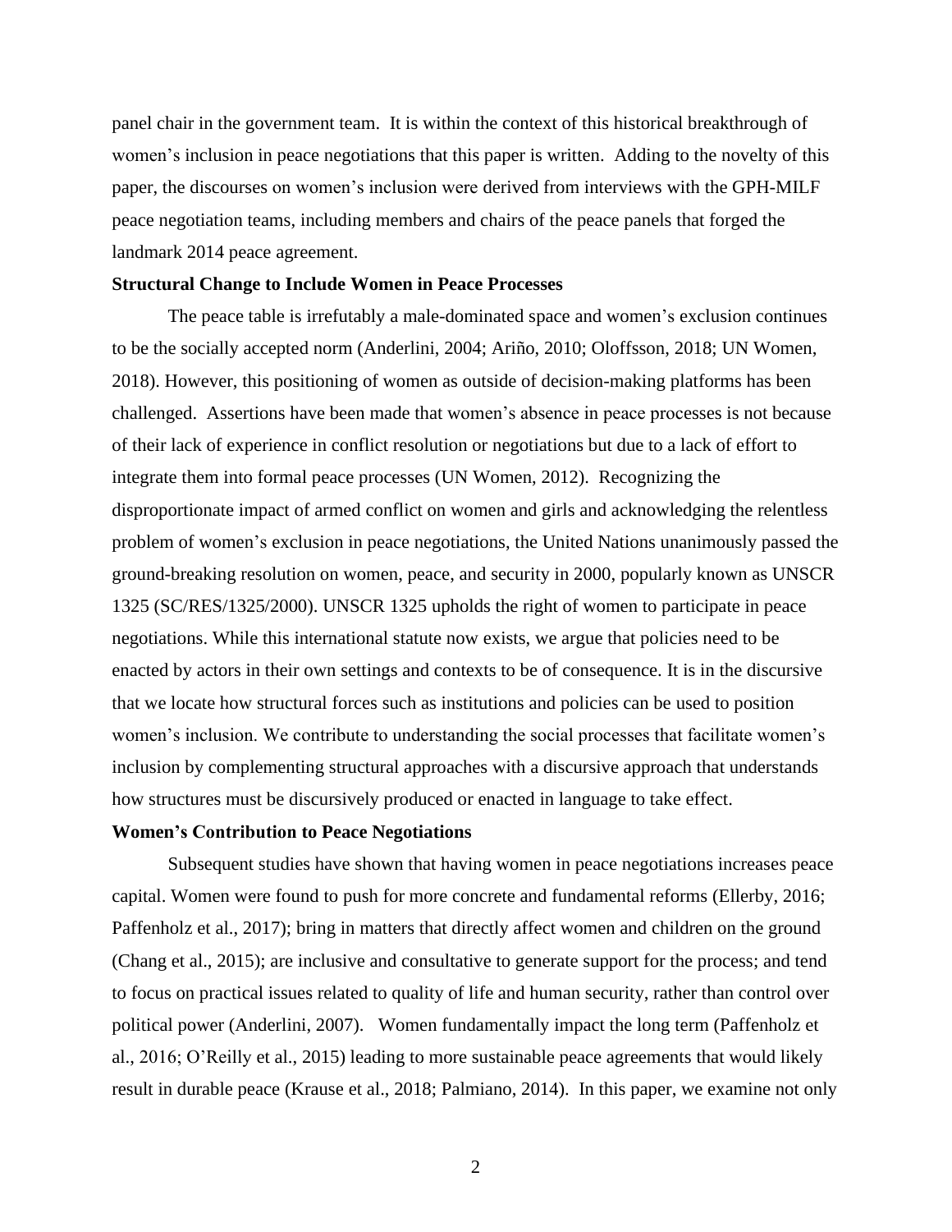panel chair in the government team. It is within the context of this historical breakthrough of women's inclusion in peace negotiations that this paper is written. Adding to the novelty of this paper, the discourses on women's inclusion were derived from interviews with the GPH-MILF peace negotiation teams, including members and chairs of the peace panels that forged the landmark 2014 peace agreement.

**Structural Change to Include Women in Peace Processes**

The peace table is irrefutably a male-dominated space and women's exclusion continues to be the socially accepted norm (Anderlini, 2004; Ariño, 2010; Oloffsson, 2018; UN Women, 2018). However, this positioning of women as outside of decision-making platforms has been challenged. Assertions have been made that women's absence in peace processes is not because of their lack of experience in conflict resolution or negotiations but due to a lack of effort to integrate them into formal peace processes (UN Women, 2012). Recognizing the disproportionate impact of armed conflict on women and girls and acknowledging the relentless problem of women's exclusion in peace negotiations, the United Nations unanimously passed the ground-breaking resolution on women, peace, and security in 2000, popularly known as UNSCR 1325 (SC/RES/1325/2000). UNSCR 1325 upholds the right of women to participate in peace negotiations. While this international statute now exists, we argue that policies need to be enacted by actors in their own settings and contexts to be of consequence. It is in the discursive that we locate how structural forces such as institutions and policies can be used to position women's inclusion. We contribute to understanding the social processes that facilitate women's inclusion by complementing structural approaches with a discursive approach that understands how structures must be discursively produced or enacted in language to take effect.

**Women's Contribution to Peace Negotiations**

Subsequent studies have shown that having women in peace negotiations increases peace capital. Women were found to push for more concrete and fundamental reforms (Ellerby, 2016; Paffenholz et al., 2017); bring in matters that directly affect women and children on the ground (Chang et al., 2015); are inclusive and consultative to generate support for the process; and tend to focus on practical issues related to quality of life and human security, rather than control over political power (Anderlini, 2007). Women fundamentally impact the long term (Paffenholz et al., 2016; O'Reilly et al., 2015) leading to more sustainable peace agreements that would likely result in durable peace (Krause et al., 2018; Palmiano, 2014). In this paper, we examine not only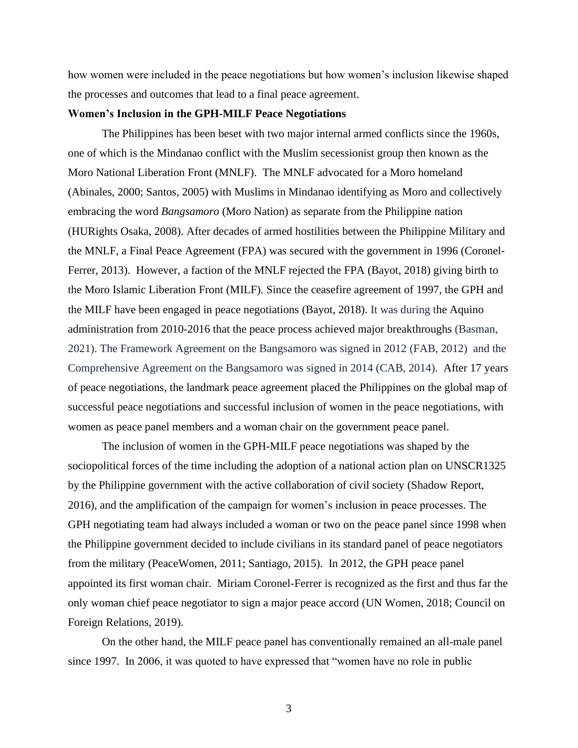how women were included in the peace negotiations but how women's inclusion likewise shaped the processes and outcomes that lead to a final peace agreement.

**Women's Inclusion in the GPH-MILF Peace Negotiations**

The Philippines has been beset with two major internal armed conflicts since the 1960s, one of which is the Mindanao conflict with the Muslim secessionist group then known as the Moro National Liberation Front (MNLF). The MNLF advocated for a Moro homeland (Abinales, 2000; Santos, 2005) with Muslims in Mindanao identifying as Moro and collectively embracing the word *Bangsamoro* (Moro Nation) as separate from the Philippine nation (HURights Osaka, 2008). After decades of armed hostilities between the Philippine Military and the MNLF, a Final Peace Agreement (FPA) was secured with the government in 1996 (Coronel-Ferrer, 2013). However, a faction of the MNLF rejected the FPA (Bayot, 2018) giving birth to the Moro Islamic Liberation Front (MILF). Since the ceasefire agreement of 1997, the GPH and the MILF have been engaged in peace negotiations (Bayot, 2018). It was during the Aquino administration from 2010-2016 that the peace process achieved major breakthroughs (Basman, 2021). The Framework Agreement on the Bangsamoro was signed in 2012 (FAB, 2012) and the Comprehensive Agreement on the Bangsamoro was signed in 2014 (CAB, 2014). After 17 years of peace negotiations, the landmark peace agreement placed the Philippines on the global map of successful peace negotiations and successful inclusion of women in the peace negotiations, with women as peace panel members and a woman chair on the government peace panel.

The inclusion of women in the GPH-MILF peace negotiations was shaped by the sociopolitical forces of the time including the adoption of a national action plan on UNSCR1325 by the Philippine government with the active collaboration of civil society (Shadow Report, 2016), and the amplification of the campaign for women's inclusion in peace processes. The GPH negotiating team had always included a woman or two on the peace panel since 1998 when the Philippine government decided to include civilians in its standard panel of peace negotiators from the military (PeaceWomen, 2011; Santiago, 2015). In 2012, the GPH peace panel appointed its first woman chair. Miriam Coronel-Ferrer is recognized as the first and thus far the only woman chief peace negotiator to sign a major peace accord (UN Women, 2018; Council on Foreign Relations, 2019).

On the other hand, the MILF peace panel has conventionally remained an all-male panel since 1997. In 2006, it was quoted to have expressed that "women have no role in public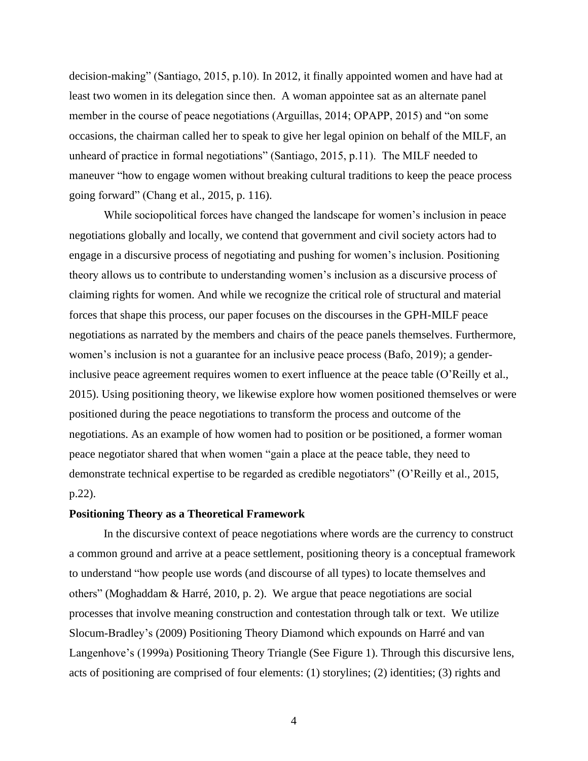decision-making” (Santiago, 2015, p.10). In 2012, it finally appointed women and have had at least two women in its delegation since then. A woman appointee sat as an alternate panel member in the course of peace negotiations (Arguillas, 2014; OPAPP, 2015) and “on some occasions, the chairman called her to speak to give her legal opinion on behalf of the MILF, an unheard of practice in formal negotiations” (Santiago, 2015, p.11). The MILF needed to maneuver “how to engage women without breaking cultural traditions to keep the peace process going forward” (Chang et al., 2015, p. 116).

While sociopolitical forces have changed the landscape for women’s inclusion in peace negotiations globally and locally, we contend that government and civil society actors had to engage in a discursive process of negotiating and pushing for women’s inclusion. Positioning theory allows us to contribute to understanding women’s inclusion as a discursive process of claiming rights for women. And while we recognize the critical role of structural and material forces that shape this process, our paper focuses on the discourses in the GPH-MILF peace negotiations as narrated by the members and chairs of the peace panels themselves. Furthermore, women’s inclusion is not a guarantee for an inclusive peace process (Bafo, 2019); a gender-inclusive peace agreement requires women to exert influence at the peace table (O’Reilly et al., 2015). Using positioning theory, we likewise explore how women positioned themselves or were positioned during the peace negotiations to transform the process and outcome of the negotiations. As an example of how women had to position or be positioned, a former woman peace negotiator shared that when women “gain a place at the peace table, they need to demonstrate technical expertise to be regarded as credible negotiators” (O’Reilly et al., 2015, p.22).

**Positioning Theory as a Theoretical Framework**

In the discursive context of peace negotiations where words are the currency to construct a common ground and arrive at a peace settlement, positioning theory is a conceptual framework to understand “how people use words (and discourse of all types) to locate themselves and others” (Moghaddam & Harré, 2010, p. 2). We argue that peace negotiations are social processes that involve meaning construction and contestation through talk or text. We utilize Slocum-Bradley’s (2009) Positioning Theory Diamond which expounds on Harré and van Langenhove’s (1999a) Positioning Theory Triangle (See Figure 1). Through this discursive lens, acts of positioning are comprised of four elements: (1) storylines; (2) identities; (3) rights and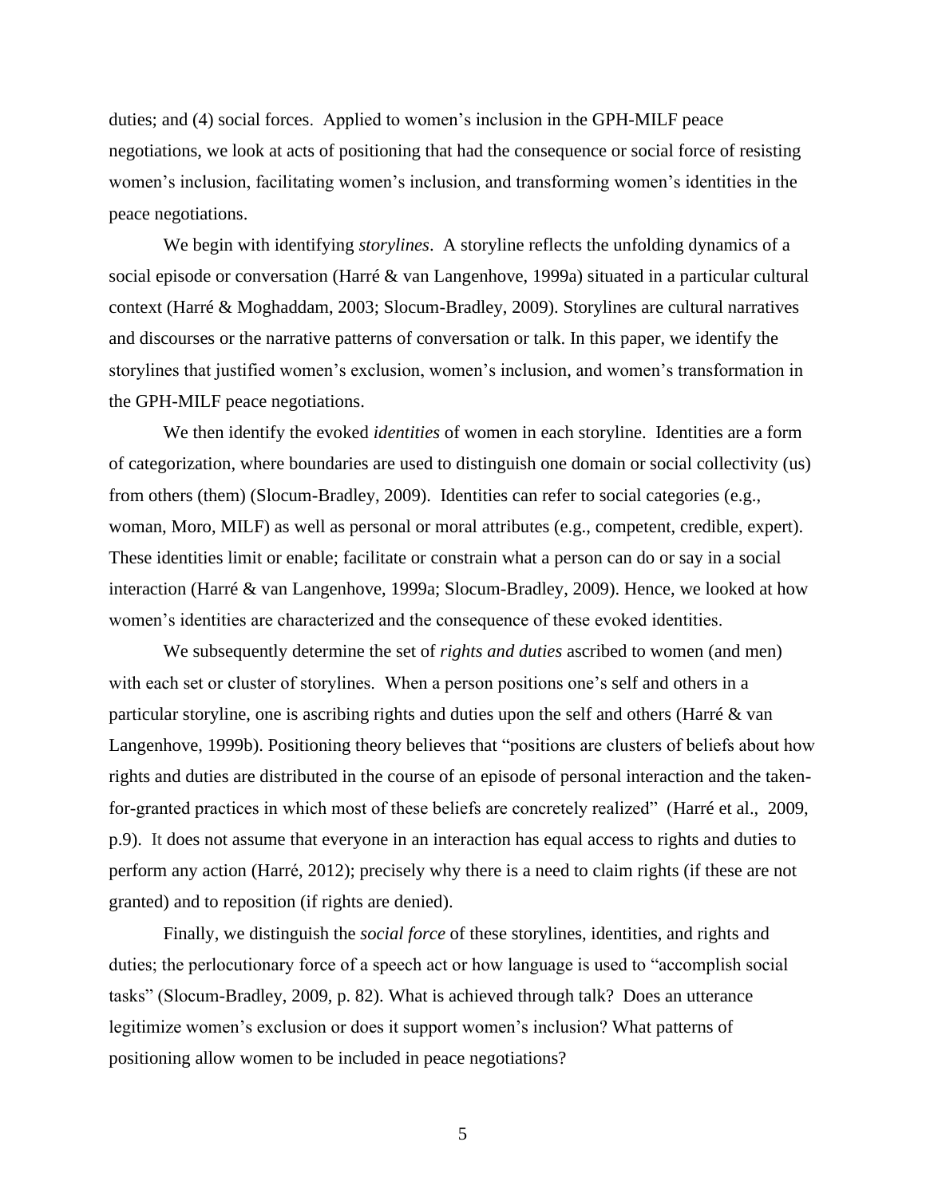duties; and (4) social forces. Applied to women's inclusion in the GPH-MILF peace negotiations, we look at acts of positioning that had the consequence or social force of resisting women's inclusion, facilitating women's inclusion, and transforming women's identities in the peace negotiations.

We begin with identifying *storylines*. A storyline reflects the unfolding dynamics of a social episode or conversation (Harré & van Langenhove, 1999a) situated in a particular cultural context (Harré & Moghaddam, 2003; Slocum-Bradley, 2009). Storylines are cultural narratives and discourses or the narrative patterns of conversation or talk. In this paper, we identify the storylines that justified women's exclusion, women's inclusion, and women's transformation in the GPH-MILF peace negotiations.

We then identify the evoked *identities* of women in each storyline. Identities are a form of categorization, where boundaries are used to distinguish one domain or social collectivity (us) from others (them) (Slocum-Bradley, 2009). Identities can refer to social categories (e.g., woman, Moro, MILF) as well as personal or moral attributes (e.g., competent, credible, expert). These identities limit or enable; facilitate or constrain what a person can do or say in a social interaction (Harré & van Langenhove, 1999a; Slocum-Bradley, 2009). Hence, we looked at how women's identities are characterized and the consequence of these evoked identities.

We subsequently determine the set of *rights and duties* ascribed to women (and men) with each set or cluster of storylines. When a person positions one's self and others in a particular storyline, one is ascribing rights and duties upon the self and others (Harré & van Langenhove, 1999b). Positioning theory believes that "positions are clusters of beliefs about how rights and duties are distributed in the course of an episode of personal interaction and the taken-for-granted practices in which most of these beliefs are concretely realized" (Harré et al., 2009, p.9). It does not assume that everyone in an interaction has equal access to rights and duties to perform any action (Harré, 2012); precisely why there is a need to claim rights (if these are not granted) and to reposition (if rights are denied).

Finally, we distinguish the *social force* of these storylines, identities, and rights and duties; the perlocutionary force of a speech act or how language is used to "accomplish social tasks" (Slocum-Bradley, 2009, p. 82). What is achieved through talk? Does an utterance legitimize women's exclusion or does it support women's inclusion? What patterns of positioning allow women to be included in peace negotiations?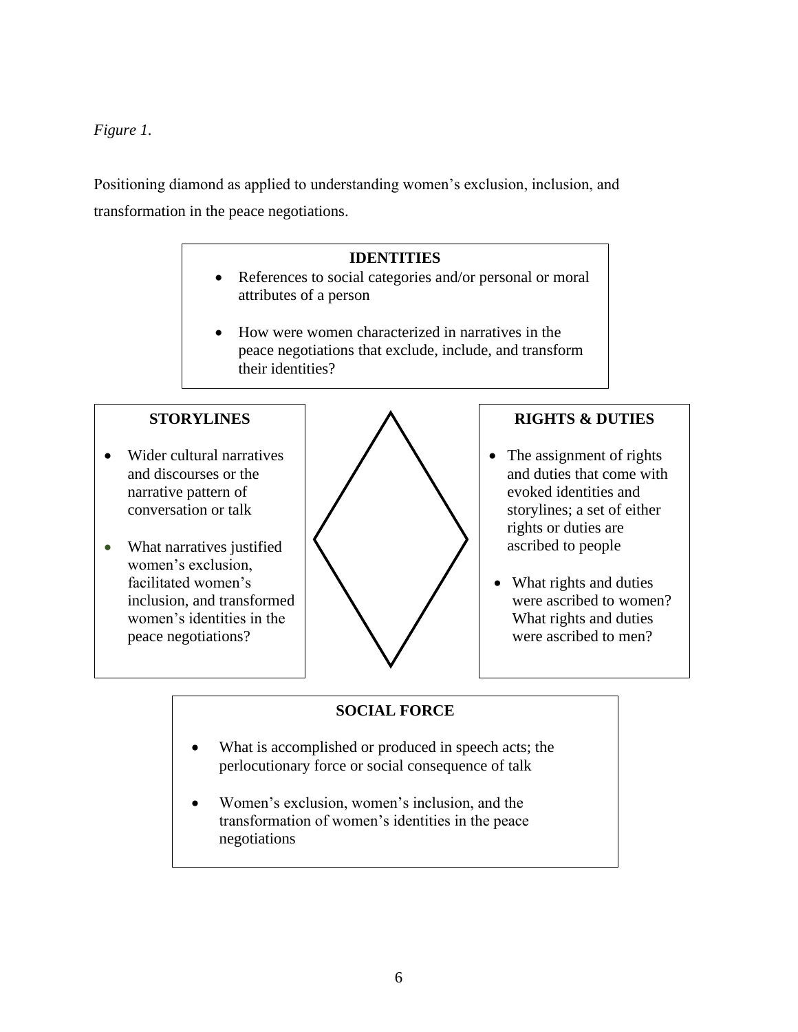*Figure 1.*

Positioning diamond as applied to understanding women's exclusion, inclusion, and transformation in the peace negotiations.

**IDENTITIES**

- References to social categories and/or personal or moral attributes of a person
- How were women characterized in narratives in the peace negotiations that exclude, include, and transform their identities?

**STORYLINES**

- Wider cultural narratives and discourses or the narrative pattern of conversation or talk
- What narratives justified women's exclusion, facilitated women's inclusion, and transformed women's identities in the peace negotiations?

**RIGHTS & DUTIES**

- The assignment of rights and duties that come with evoked identities and storylines; a set of either rights or duties are ascribed to people
- What rights and duties were ascribed to women? What rights and duties were ascribed to men?

**SOCIAL FORCE**

- What is accomplished or produced in speech acts; the perlocutionary force or social consequence of talk
- Women's exclusion, women's inclusion, and the transformation of women's identities in the peace negotiations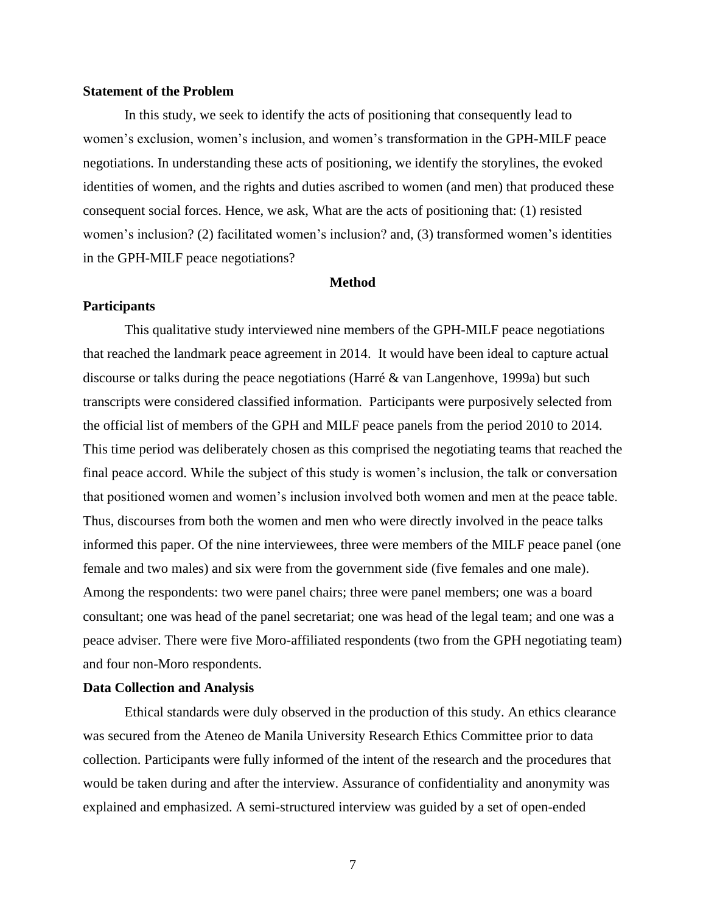### Statement of the Problem

In this study, we seek to identify the acts of positioning that consequently lead to women's exclusion, women's inclusion, and women's transformation in the GPH-MILF peace negotiations. In understanding these acts of positioning, we identify the storylines, the evoked identities of women, and the rights and duties ascribed to women (and men) that produced these consequent social forces. Hence, we ask, What are the acts of positioning that: (1) resisted women's inclusion? (2) facilitated women's inclusion? and, (3) transformed women's identities in the GPH-MILF peace negotiations?

## Method

### Participants

This qualitative study interviewed nine members of the GPH-MILF peace negotiations that reached the landmark peace agreement in 2014. It would have been ideal to capture actual discourse or talks during the peace negotiations (Harré & van Langenhove, 1999a) but such transcripts were considered classified information. Participants were purposively selected from the official list of members of the GPH and MILF peace panels from the period 2010 to 2014. This time period was deliberately chosen as this comprised the negotiating teams that reached the final peace accord. While the subject of this study is women's inclusion, the talk or conversation that positioned women and women's inclusion involved both women and men at the peace table. Thus, discourses from both the women and men who were directly involved in the peace talks informed this paper. Of the nine interviewees, three were members of the MILF peace panel (one female and two males) and six were from the government side (five females and one male). Among the respondents: two were panel chairs; three were panel members; one was a board consultant; one was head of the panel secretariat; one was head of the legal team; and one was a peace adviser. There were five Moro-affiliated respondents (two from the GPH negotiating team) and four non-Moro respondents.

### Data Collection and Analysis

Ethical standards were duly observed in the production of this study. An ethics clearance was secured from the Ateneo de Manila University Research Ethics Committee prior to data collection. Participants were fully informed of the intent of the research and the procedures that would be taken during and after the interview. Assurance of confidentiality and anonymity was explained and emphasized. A semi-structured interview was guided by a set of open-ended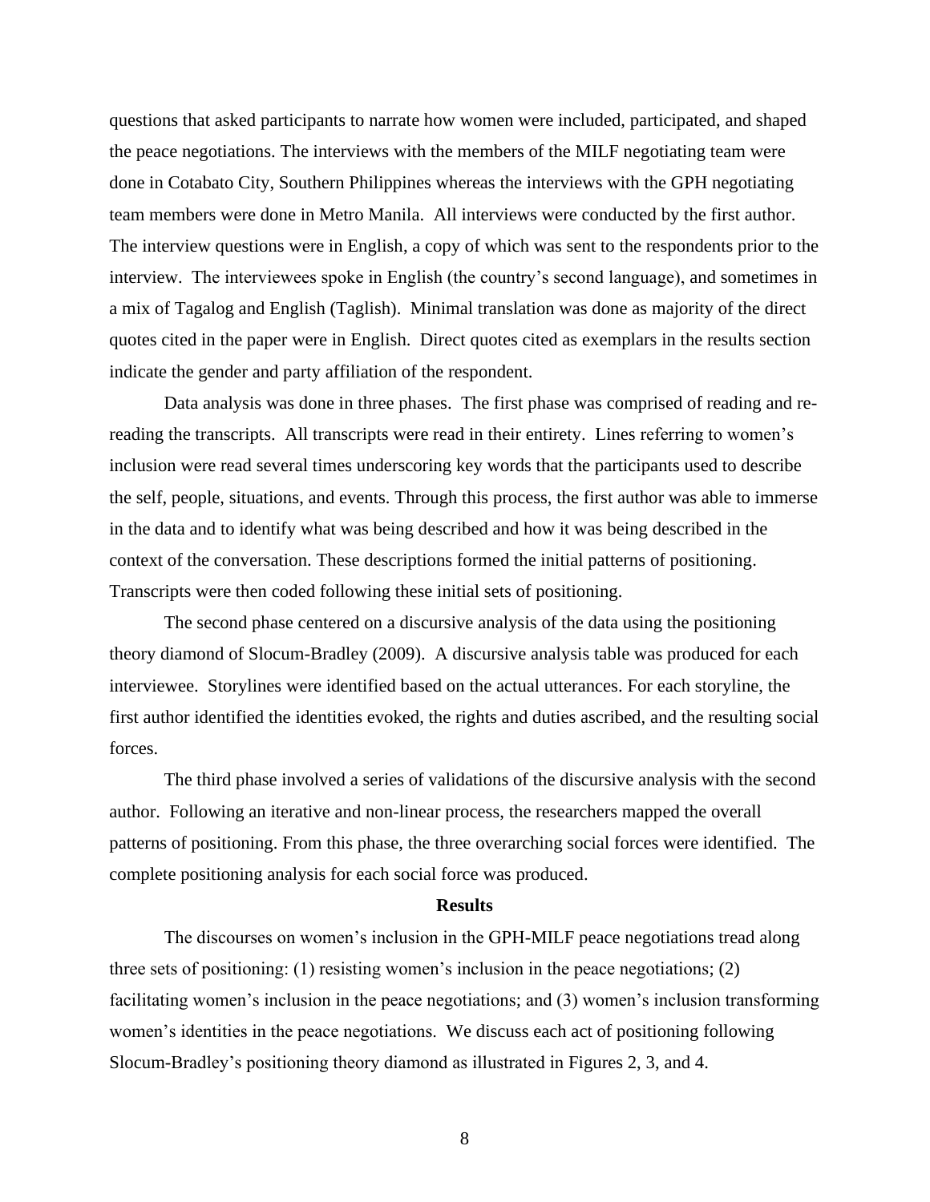questions that asked participants to narrate how women were included, participated, and shaped the peace negotiations. The interviews with the members of the MILF negotiating team were done in Cotabato City, Southern Philippines whereas the interviews with the GPH negotiating team members were done in Metro Manila. All interviews were conducted by the first author. The interview questions were in English, a copy of which was sent to the respondents prior to the interview. The interviewees spoke in English (the country's second language), and sometimes in a mix of Tagalog and English (Taglish). Minimal translation was done as majority of the direct quotes cited in the paper were in English. Direct quotes cited as exemplars in the results section indicate the gender and party affiliation of the respondent.

Data analysis was done in three phases. The first phase was comprised of reading and re-reading the transcripts. All transcripts were read in their entirety. Lines referring to women's inclusion were read several times underscoring key words that the participants used to describe the self, people, situations, and events. Through this process, the first author was able to immerse in the data and to identify what was being described and how it was being described in the context of the conversation. These descriptions formed the initial patterns of positioning. Transcripts were then coded following these initial sets of positioning.

The second phase centered on a discursive analysis of the data using the positioning theory diamond of Slocum-Bradley (2009). A discursive analysis table was produced for each interviewee. Storylines were identified based on the actual utterances. For each storyline, the first author identified the identities evoked, the rights and duties ascribed, and the resulting social forces.

The third phase involved a series of validations of the discursive analysis with the second author. Following an iterative and non-linear process, the researchers mapped the overall patterns of positioning. From this phase, the three overarching social forces were identified. The complete positioning analysis for each social force was produced.

## Results

The discourses on women's inclusion in the GPH-MILF peace negotiations tread along three sets of positioning: (1) resisting women's inclusion in the peace negotiations; (2) facilitating women's inclusion in the peace negotiations; and (3) women's inclusion transforming women's identities in the peace negotiations. We discuss each act of positioning following Slocum-Bradley's positioning theory diamond as illustrated in Figures 2, 3, and 4.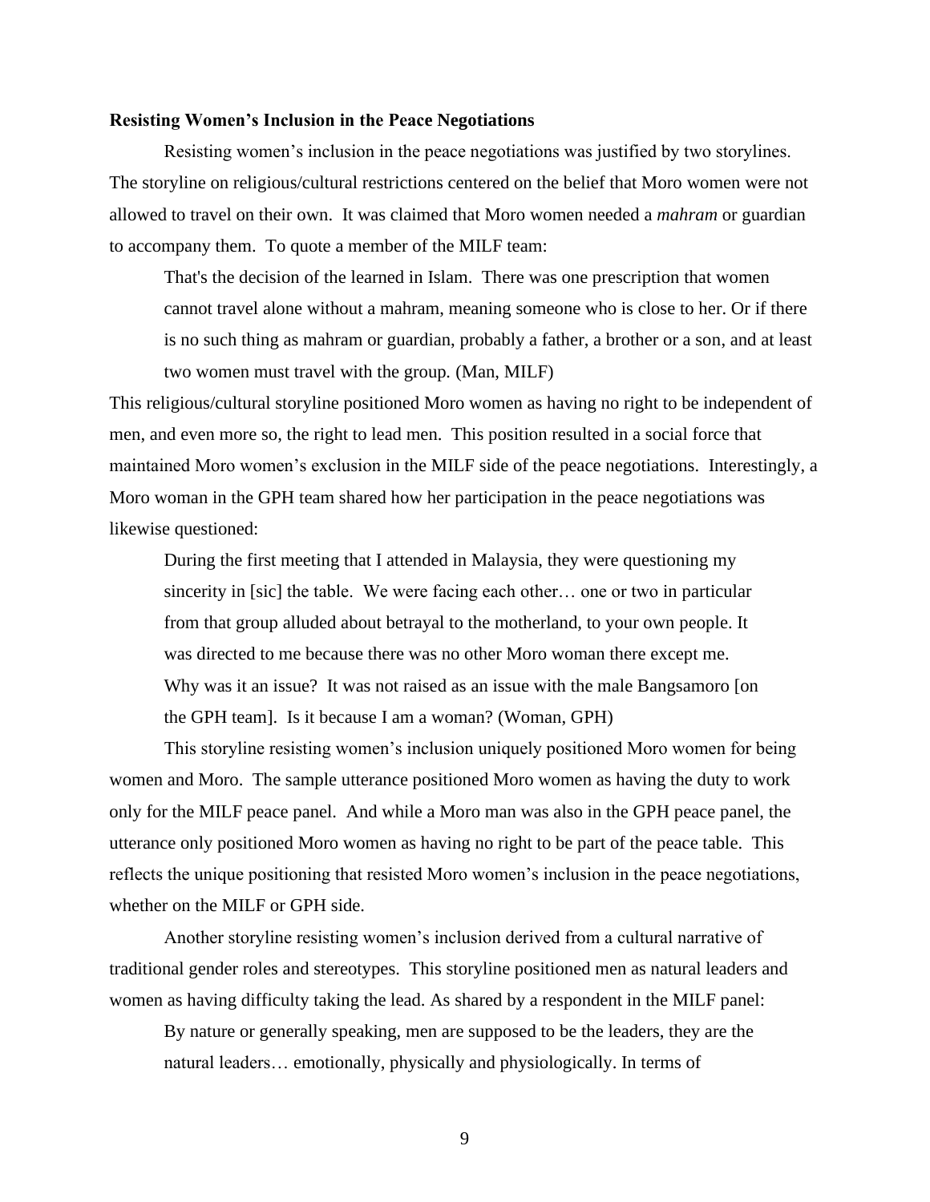**Resisting Women's Inclusion in the Peace Negotiations**

Resisting women's inclusion in the peace negotiations was justified by two storylines. The storyline on religious/cultural restrictions centered on the belief that Moro women were not allowed to travel on their own. It was claimed that Moro women needed a *mahram* or guardian to accompany them. To quote a member of the MILF team:

> That's the decision of the learned in Islam. There was one prescription that women cannot travel alone without a mahram, meaning someone who is close to her. Or if there is no such thing as mahram or guardian, probably a father, a brother or a son, and at least two women must travel with the group. (Man, MILF)

This religious/cultural storyline positioned Moro women as having no right to be independent of men, and even more so, the right to lead men. This position resulted in a social force that maintained Moro women's exclusion in the MILF side of the peace negotiations. Interestingly, a Moro woman in the GPH team shared how her participation in the peace negotiations was likewise questioned:

> During the first meeting that I attended in Malaysia, they were questioning my sincerity in [sic] the table. We were facing each other… one or two in particular from that group alluded about betrayal to the motherland, to your own people. It was directed to me because there was no other Moro woman there except me. Why was it an issue? It was not raised as an issue with the male Bangsamoro [on the GPH team]. Is it because I am a woman? (Woman, GPH)

This storyline resisting women's inclusion uniquely positioned Moro women for being women and Moro. The sample utterance positioned Moro women as having the duty to work only for the MILF peace panel. And while a Moro man was also in the GPH peace panel, the utterance only positioned Moro women as having no right to be part of the peace table. This reflects the unique positioning that resisted Moro women's inclusion in the peace negotiations, whether on the MILF or GPH side.

Another storyline resisting women's inclusion derived from a cultural narrative of traditional gender roles and stereotypes. This storyline positioned men as natural leaders and women as having difficulty taking the lead. As shared by a respondent in the MILF panel:

> By nature or generally speaking, men are supposed to be the leaders, they are the natural leaders… emotionally, physically and physiologically. In terms of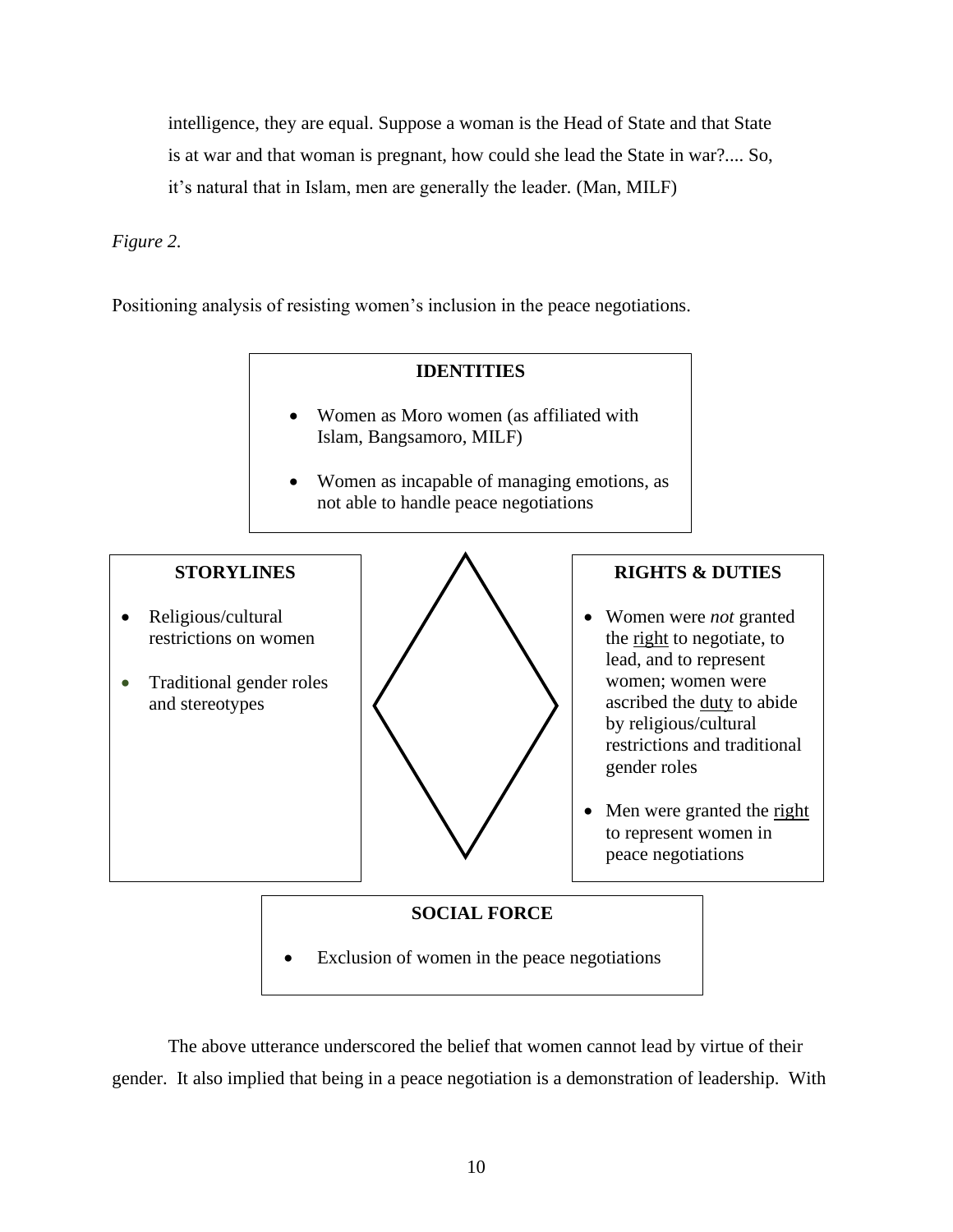> intelligence, they are equal. Suppose a woman is the Head of State and that State is at war and that woman is pregnant, how could she lead the State in war?.... So, it's natural that in Islam, men are generally the leader. (Man, MILF)

*Figure 2.*

Positioning analysis of resisting women's inclusion in the peace negotiations.

**IDENTITIES**

- Women as Moro women (as affiliated with Islam, Bangsamoro, MILF)
- Women as incapable of managing emotions, as not able to handle peace negotiations

**STORYLINES**

- Religious/cultural restrictions on women
- Traditional gender roles and stereotypes

**RIGHTS & DUTIES**

- Women were *not* granted the right to negotiate, to lead, and to represent women; women were ascribed the duty to abide by religious/cultural restrictions and traditional gender roles
- Men were granted the right to represent women in peace negotiations

**SOCIAL FORCE**

- Exclusion of women in the peace negotiations

The above utterance underscored the belief that women cannot lead by virtue of their gender. It also implied that being in a peace negotiation is a demonstration of leadership. With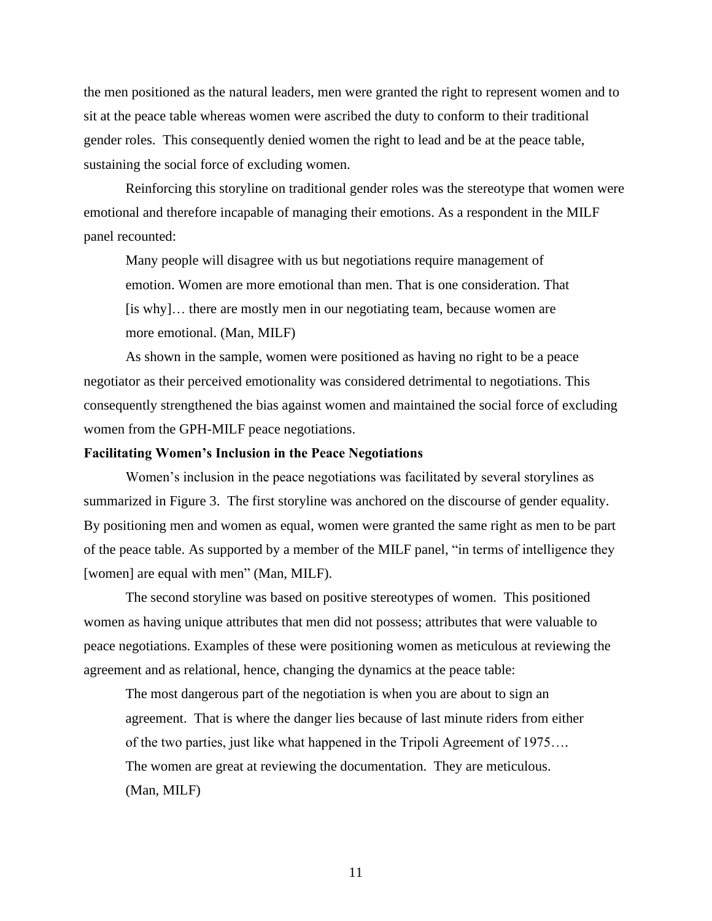the men positioned as the natural leaders, men were granted the right to represent women and to sit at the peace table whereas women were ascribed the duty to conform to their traditional gender roles. This consequently denied women the right to lead and be at the peace table, sustaining the social force of excluding women.

Reinforcing this storyline on traditional gender roles was the stereotype that women were emotional and therefore incapable of managing their emotions. As a respondent in the MILF panel recounted:

> Many people will disagree with us but negotiations require management of emotion. Women are more emotional than men. That is one consideration. That [is why]… there are mostly men in our negotiating team, because women are more emotional. (Man, MILF)

As shown in the sample, women were positioned as having no right to be a peace negotiator as their perceived emotionality was considered detrimental to negotiations. This consequently strengthened the bias against women and maintained the social force of excluding women from the GPH-MILF peace negotiations.

**Facilitating Women's Inclusion in the Peace Negotiations**

Women's inclusion in the peace negotiations was facilitated by several storylines as summarized in Figure 3. The first storyline was anchored on the discourse of gender equality. By positioning men and women as equal, women were granted the same right as men to be part of the peace table. As supported by a member of the MILF panel, "in terms of intelligence they [women] are equal with men" (Man, MILF).

The second storyline was based on positive stereotypes of women. This positioned women as having unique attributes that men did not possess; attributes that were valuable to peace negotiations. Examples of these were positioning women as meticulous at reviewing the agreement and as relational, hence, changing the dynamics at the peace table:

> The most dangerous part of the negotiation is when you are about to sign an agreement. That is where the danger lies because of last minute riders from either of the two parties, just like what happened in the Tripoli Agreement of 1975…. The women are great at reviewing the documentation. They are meticulous. (Man, MILF)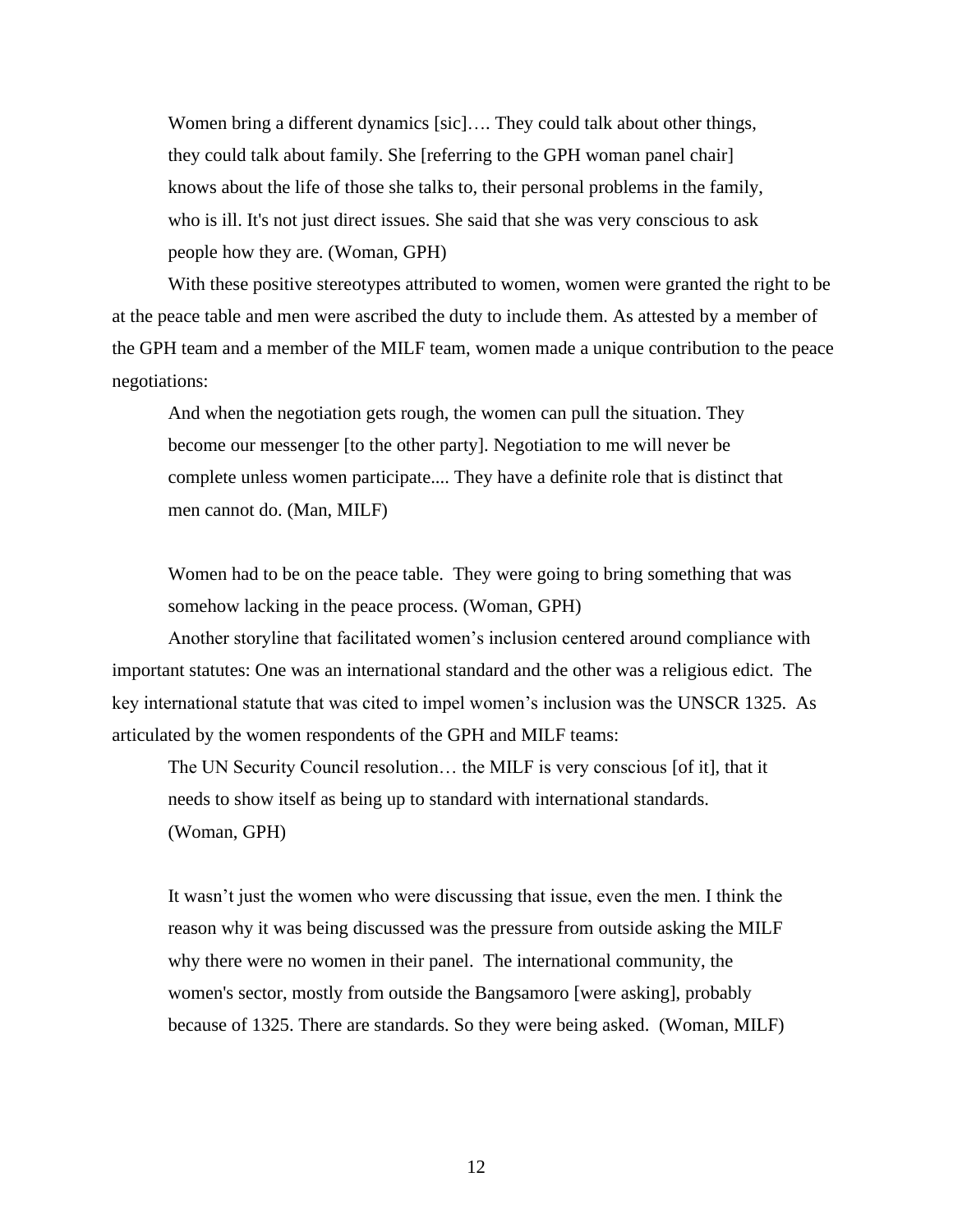> Women bring a different dynamics [sic]…. They could talk about other things, they could talk about family. She [referring to the GPH woman panel chair] knows about the life of those she talks to, their personal problems in the family, who is ill. It's not just direct issues. She said that she was very conscious to ask people how they are. (Woman, GPH)

With these positive stereotypes attributed to women, women were granted the right to be at the peace table and men were ascribed the duty to include them. As attested by a member of the GPH team and a member of the MILF team, women made a unique contribution to the peace negotiations:

> And when the negotiation gets rough, the women can pull the situation. They become our messenger [to the other party]. Negotiation to me will never be complete unless women participate.... They have a definite role that is distinct that men cannot do. (Man, MILF)

> Women had to be on the peace table. They were going to bring something that was somehow lacking in the peace process. (Woman, GPH)

Another storyline that facilitated women's inclusion centered around compliance with important statutes: One was an international standard and the other was a religious edict. The key international statute that was cited to impel women's inclusion was the UNSCR 1325. As articulated by the women respondents of the GPH and MILF teams:

> The UN Security Council resolution… the MILF is very conscious [of it], that it needs to show itself as being up to standard with international standards. (Woman, GPH)

> It wasn't just the women who were discussing that issue, even the men. I think the reason why it was being discussed was the pressure from outside asking the MILF why there were no women in their panel. The international community, the women's sector, mostly from outside the Bangsamoro [were asking], probably because of 1325. There are standards. So they were being asked. (Woman, MILF)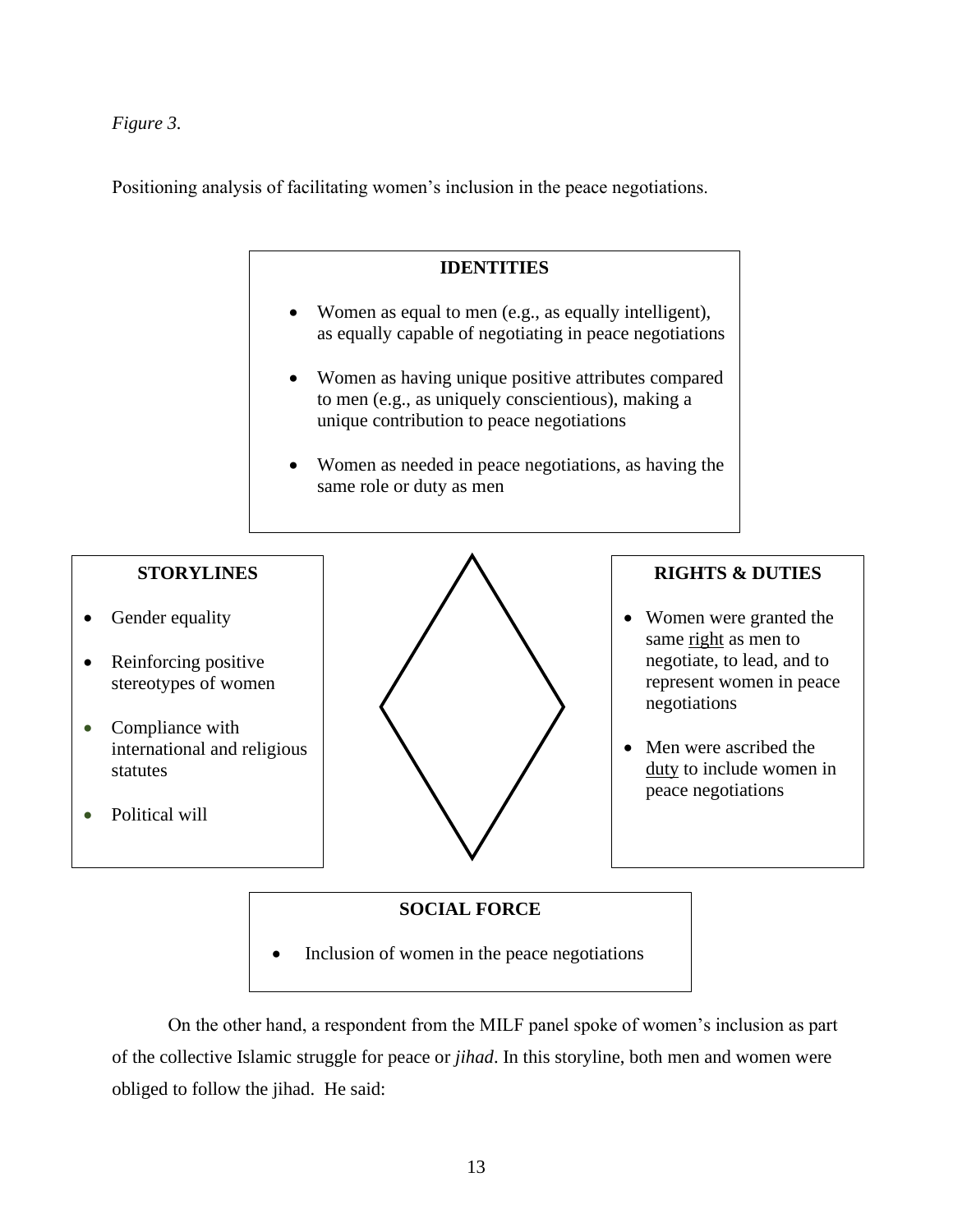*Figure 3.*

Positioning analysis of facilitating women's inclusion in the peace negotiations.

**IDENTITIES**

- Women as equal to men (e.g., as equally intelligent), as equally capable of negotiating in peace negotiations
- Women as having unique positive attributes compared to men (e.g., as uniquely conscientious), making a unique contribution to peace negotiations
- Women as needed in peace negotiations, as having the same role or duty as men

**STORYLINES**

- Gender equality
- Reinforcing positive stereotypes of women
- Compliance with international and religious statutes
- Political will

**RIGHTS & DUTIES**

- Women were granted the same <u>right</u> as men to negotiate, to lead, and to represent women in peace negotiations
- Men were ascribed the <u>duty</u> to include women in peace negotiations

**SOCIAL FORCE**

- Inclusion of women in the peace negotiations

On the other hand, a respondent from the MILF panel spoke of women's inclusion as part of the collective Islamic struggle for peace or *jihad*. In this storyline, both men and women were obliged to follow the jihad. He said: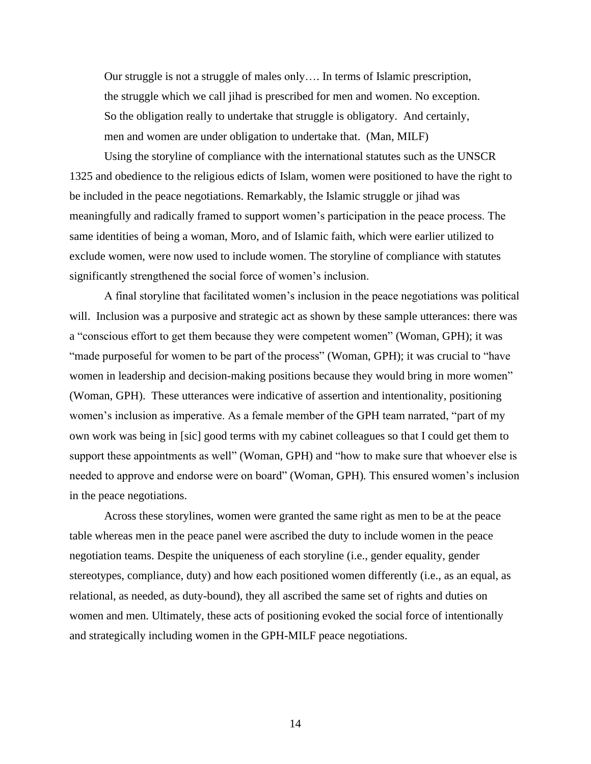> Our struggle is not a struggle of males only…. In terms of Islamic prescription, the struggle which we call jihad is prescribed for men and women. No exception. So the obligation really to undertake that struggle is obligatory. And certainly, men and women are under obligation to undertake that. (Man, MILF)

Using the storyline of compliance with the international statutes such as the UNSCR 1325 and obedience to the religious edicts of Islam, women were positioned to have the right to be included in the peace negotiations. Remarkably, the Islamic struggle or jihad was meaningfully and radically framed to support women's participation in the peace process. The same identities of being a woman, Moro, and of Islamic faith, which were earlier utilized to exclude women, were now used to include women. The storyline of compliance with statutes significantly strengthened the social force of women's inclusion.

A final storyline that facilitated women's inclusion in the peace negotiations was political will. Inclusion was a purposive and strategic act as shown by these sample utterances: there was a "conscious effort to get them because they were competent women" (Woman, GPH); it was "made purposeful for women to be part of the process" (Woman, GPH); it was crucial to "have women in leadership and decision-making positions because they would bring in more women" (Woman, GPH). These utterances were indicative of assertion and intentionality, positioning women's inclusion as imperative. As a female member of the GPH team narrated, "part of my own work was being in [sic] good terms with my cabinet colleagues so that I could get them to support these appointments as well" (Woman, GPH) and "how to make sure that whoever else is needed to approve and endorse were on board" (Woman, GPH). This ensured women's inclusion in the peace negotiations.

Across these storylines, women were granted the same right as men to be at the peace table whereas men in the peace panel were ascribed the duty to include women in the peace negotiation teams. Despite the uniqueness of each storyline (i.e., gender equality, gender stereotypes, compliance, duty) and how each positioned women differently (i.e., as an equal, as relational, as needed, as duty-bound), they all ascribed the same set of rights and duties on women and men. Ultimately, these acts of positioning evoked the social force of intentionally and strategically including women in the GPH-MILF peace negotiations.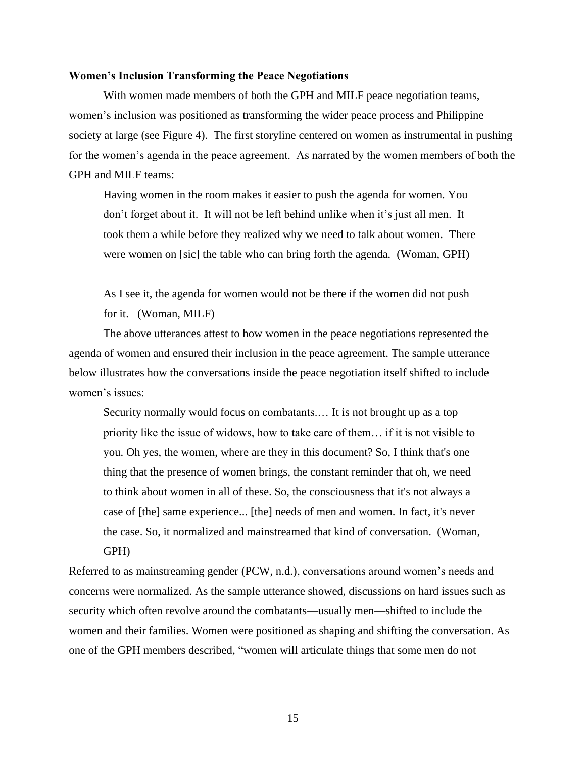**Women's Inclusion Transforming the Peace Negotiations**

With women made members of both the GPH and MILF peace negotiation teams, women's inclusion was positioned as transforming the wider peace process and Philippine society at large (see Figure 4). The first storyline centered on women as instrumental in pushing for the women's agenda in the peace agreement. As narrated by the women members of both the GPH and MILF teams:

> Having women in the room makes it easier to push the agenda for women. You don't forget about it. It will not be left behind unlike when it's just all men. It took them a while before they realized why we need to talk about women. There were women on [sic] the table who can bring forth the agenda. (Woman, GPH)

> As I see it, the agenda for women would not be there if the women did not push for it. (Woman, MILF)

The above utterances attest to how women in the peace negotiations represented the agenda of women and ensured their inclusion in the peace agreement. The sample utterance below illustrates how the conversations inside the peace negotiation itself shifted to include women's issues:

> Security normally would focus on combatants.… It is not brought up as a top priority like the issue of widows, how to take care of them… if it is not visible to you. Oh yes, the women, where are they in this document? So, I think that's one thing that the presence of women brings, the constant reminder that oh, we need to think about women in all of these. So, the consciousness that it's not always a case of [the] same experience... [the] needs of men and women. In fact, it's never the case. So, it normalized and mainstreamed that kind of conversation. (Woman, GPH)

Referred to as mainstreaming gender (PCW, n.d.), conversations around women's needs and concerns were normalized. As the sample utterance showed, discussions on hard issues such as security which often revolve around the combatants—usually men—shifted to include the women and their families. Women were positioned as shaping and shifting the conversation. As one of the GPH members described, "women will articulate things that some men do not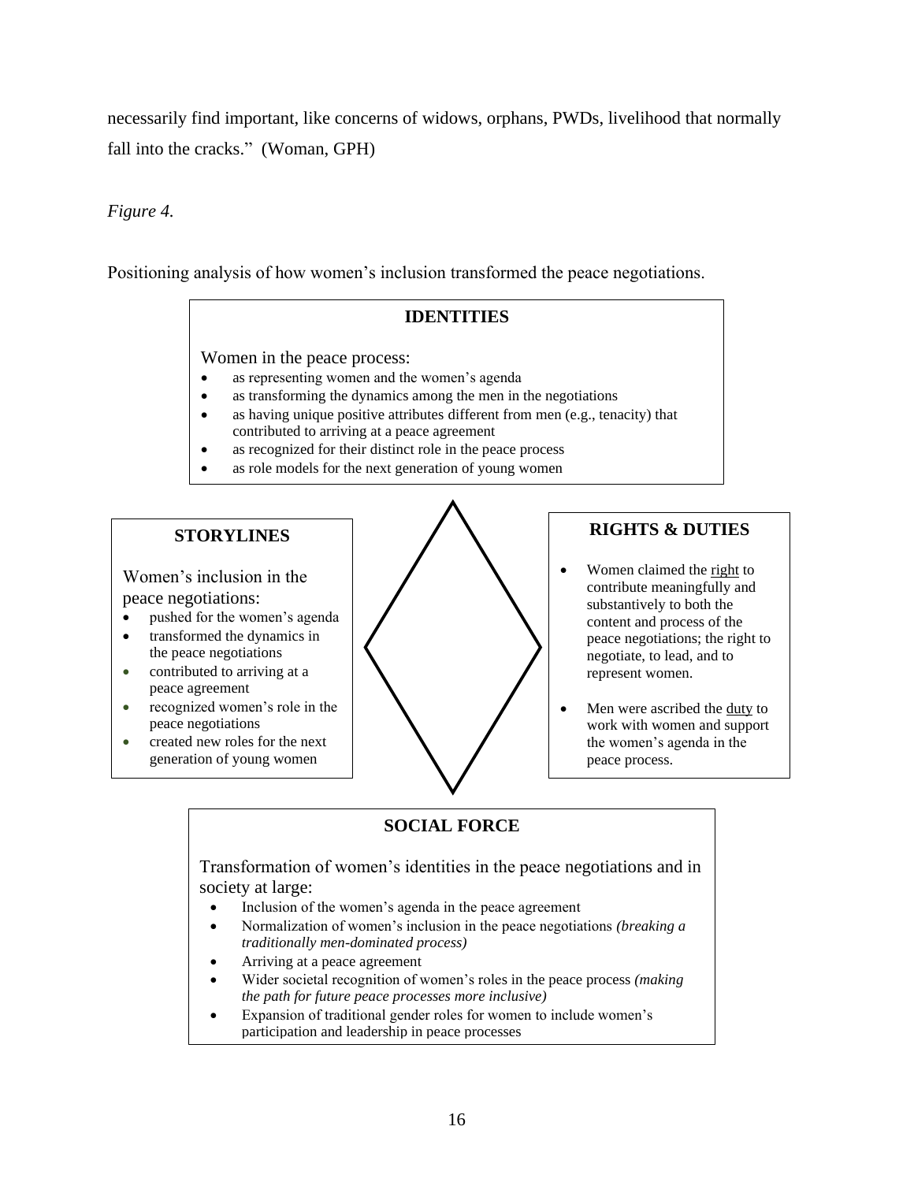necessarily find important, like concerns of widows, orphans, PWDs, livelihood that normally fall into the cracks." (Woman, GPH)

*Figure 4.*

Positioning analysis of how women's inclusion transformed the peace negotiations.

**IDENTITIES**

Women in the peace process:

- as representing women and the women's agenda
- as transforming the dynamics among the men in the negotiations
- as having unique positive attributes different from men (e.g., tenacity) that contributed to arriving at a peace agreement
- as recognized for their distinct role in the peace process
- as role models for the next generation of young women

**STORYLINES**

Women's inclusion in the peace negotiations:

- pushed for the women's agenda
- transformed the dynamics in the peace negotiations
- contributed to arriving at a peace agreement
- recognized women's role in the peace negotiations
- created new roles for the next generation of young women

**RIGHTS & DUTIES**

- Women claimed the right to contribute meaningfully and substantively to both the content and process of the peace negotiations; the right to negotiate, to lead, and to represent women.
- Men were ascribed the duty to work with women and support the women's agenda in the peace process.

**SOCIAL FORCE**

Transformation of women's identities in the peace negotiations and in society at large:

- Inclusion of the women's agenda in the peace agreement
- Normalization of women's inclusion in the peace negotiations *(breaking a traditionally men-dominated process)*
- Arriving at a peace agreement
- Wider societal recognition of women's roles in the peace process *(making the path for future peace processes more inclusive)*
- Expansion of traditional gender roles for women to include women's participation and leadership in peace processes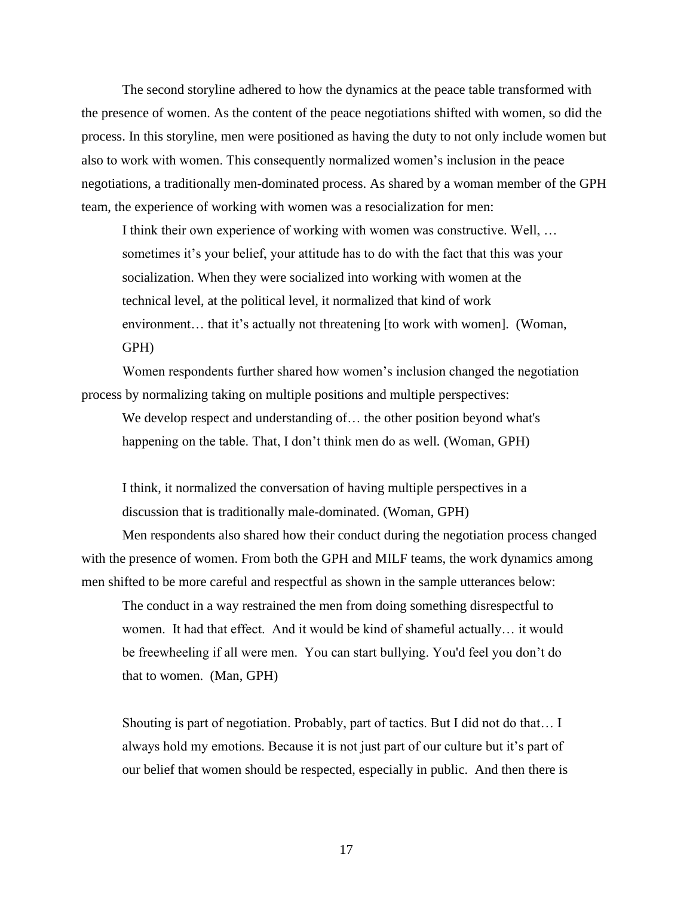The second storyline adhered to how the dynamics at the peace table transformed with the presence of women. As the content of the peace negotiations shifted with women, so did the process. In this storyline, men were positioned as having the duty to not only include women but also to work with women. This consequently normalized women's inclusion in the peace negotiations, a traditionally men-dominated process. As shared by a woman member of the GPH team, the experience of working with women was a resocialization for men:

> I think their own experience of working with women was constructive. Well, … sometimes it's your belief, your attitude has to do with the fact that this was your socialization. When they were socialized into working with women at the technical level, at the political level, it normalized that kind of work environment… that it's actually not threatening [to work with women]. (Woman, GPH)

Women respondents further shared how women's inclusion changed the negotiation process by normalizing taking on multiple positions and multiple perspectives:

> We develop respect and understanding of… the other position beyond what's happening on the table. That, I don't think men do as well. (Woman, GPH)

> I think, it normalized the conversation of having multiple perspectives in a discussion that is traditionally male-dominated. (Woman, GPH)

Men respondents also shared how their conduct during the negotiation process changed with the presence of women. From both the GPH and MILF teams, the work dynamics among men shifted to be more careful and respectful as shown in the sample utterances below:

> The conduct in a way restrained the men from doing something disrespectful to women. It had that effect. And it would be kind of shameful actually… it would be freewheeling if all were men. You can start bullying. You'd feel you don't do that to women. (Man, GPH)

> Shouting is part of negotiation. Probably, part of tactics. But I did not do that… I always hold my emotions. Because it is not just part of our culture but it's part of our belief that women should be respected, especially in public. And then there is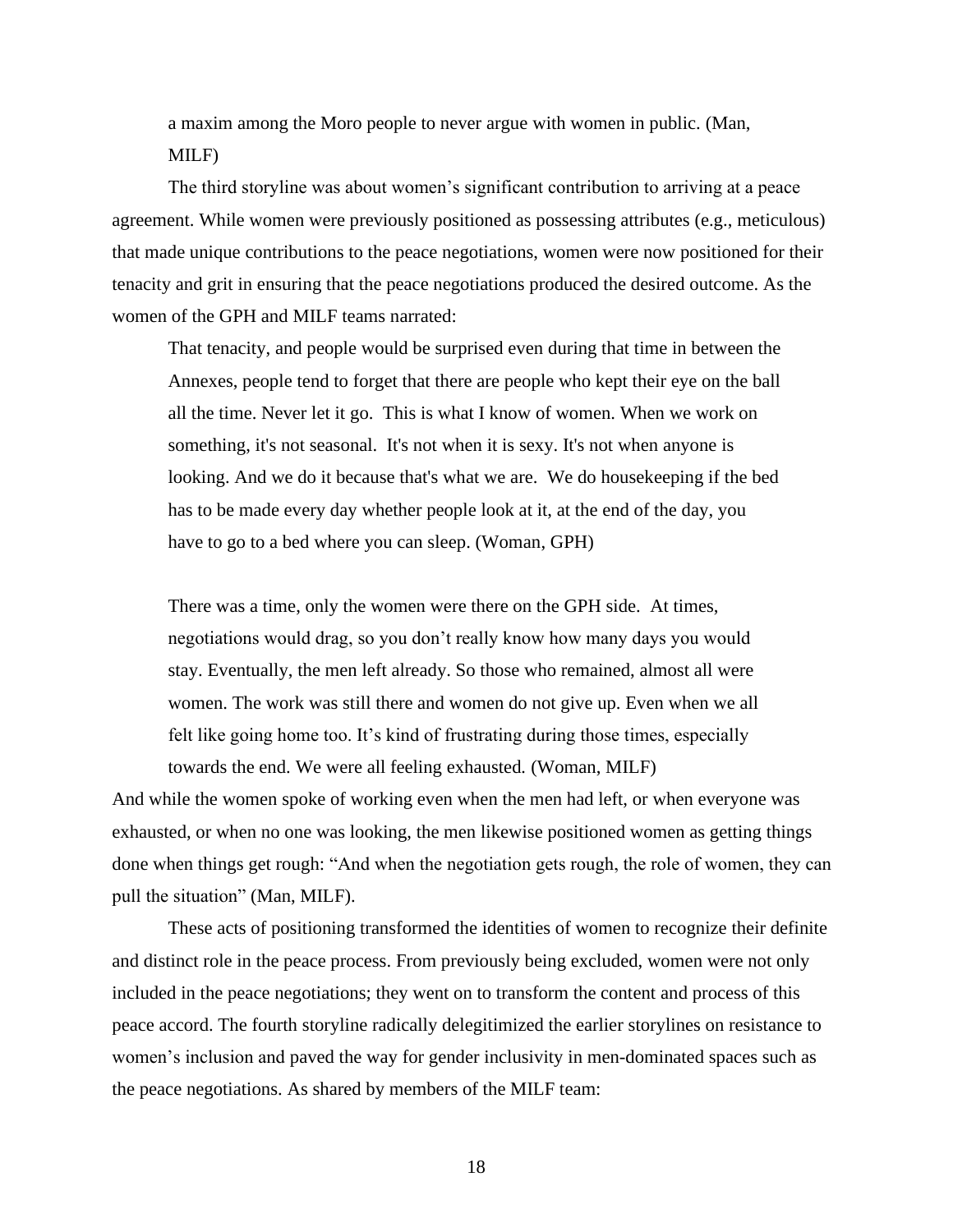> a maxim among the Moro people to never argue with women in public. (Man, MILF)

The third storyline was about women's significant contribution to arriving at a peace agreement. While women were previously positioned as possessing attributes (e.g., meticulous) that made unique contributions to the peace negotiations, women were now positioned for their tenacity and grit in ensuring that the peace negotiations produced the desired outcome. As the women of the GPH and MILF teams narrated:

> That tenacity, and people would be surprised even during that time in between the Annexes, people tend to forget that there are people who kept their eye on the ball all the time. Never let it go. This is what I know of women. When we work on something, it's not seasonal. It's not when it is sexy. It's not when anyone is looking. And we do it because that's what we are. We do housekeeping if the bed has to be made every day whether people look at it, at the end of the day, you have to go to a bed where you can sleep. (Woman, GPH)

> There was a time, only the women were there on the GPH side. At times, negotiations would drag, so you don't really know how many days you would stay. Eventually, the men left already. So those who remained, almost all were women. The work was still there and women do not give up. Even when we all felt like going home too. It's kind of frustrating during those times, especially towards the end. We were all feeling exhausted. (Woman, MILF)

And while the women spoke of working even when the men had left, or when everyone was exhausted, or when no one was looking, the men likewise positioned women as getting things done when things get rough: "And when the negotiation gets rough, the role of women, they can pull the situation" (Man, MILF).

These acts of positioning transformed the identities of women to recognize their definite and distinct role in the peace process. From previously being excluded, women were not only included in the peace negotiations; they went on to transform the content and process of this peace accord. The fourth storyline radically delegitimized the earlier storylines on resistance to women's inclusion and paved the way for gender inclusivity in men-dominated spaces such as the peace negotiations. As shared by members of the MILF team: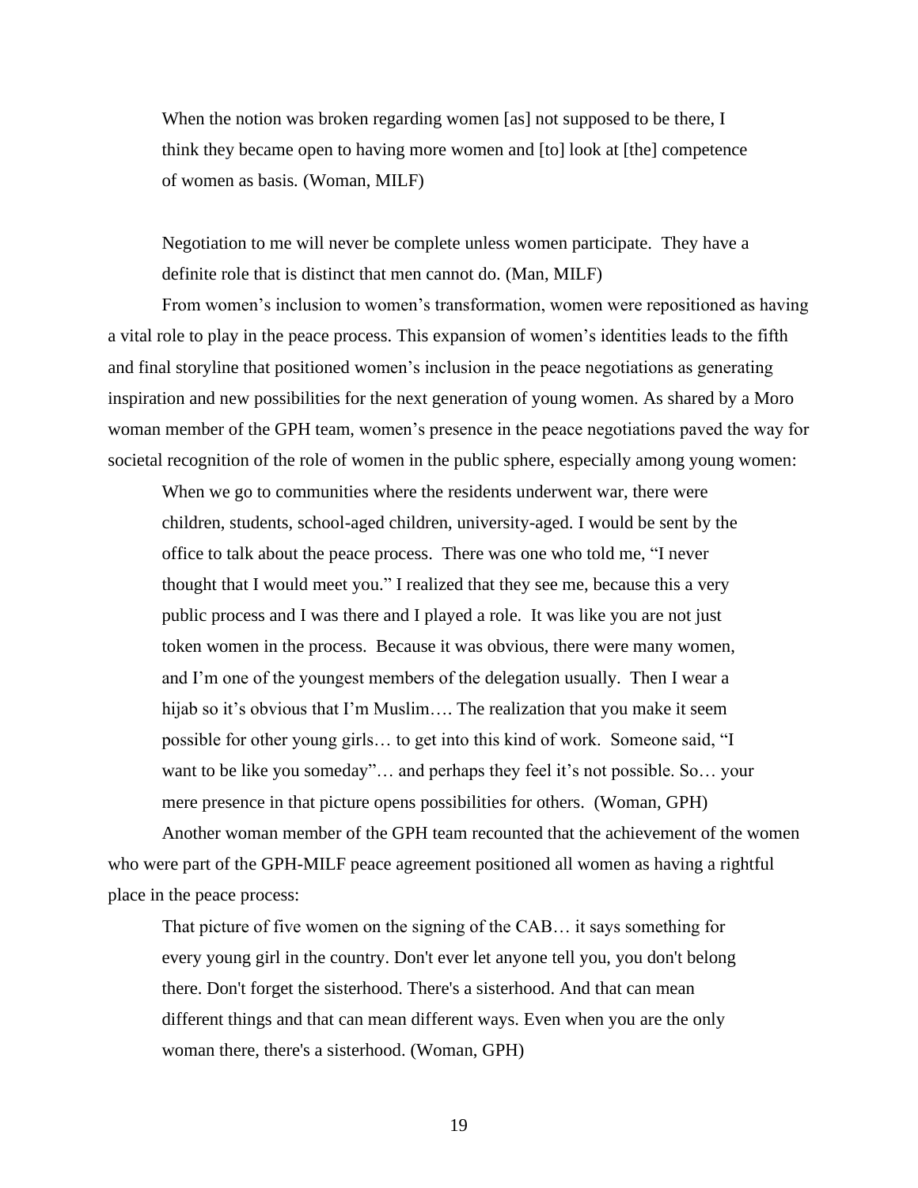> When the notion was broken regarding women [as] not supposed to be there, I think they became open to having more women and [to] look at [the] competence of women as basis. (Woman, MILF)

> Negotiation to me will never be complete unless women participate. They have a definite role that is distinct that men cannot do. (Man, MILF)

From women's inclusion to women's transformation, women were repositioned as having a vital role to play in the peace process. This expansion of women's identities leads to the fifth and final storyline that positioned women's inclusion in the peace negotiations as generating inspiration and new possibilities for the next generation of young women. As shared by a Moro woman member of the GPH team, women's presence in the peace negotiations paved the way for societal recognition of the role of women in the public sphere, especially among young women:

> When we go to communities where the residents underwent war, there were children, students, school-aged children, university-aged. I would be sent by the office to talk about the peace process. There was one who told me, "I never thought that I would meet you." I realized that they see me, because this a very public process and I was there and I played a role. It was like you are not just token women in the process. Because it was obvious, there were many women, and I'm one of the youngest members of the delegation usually. Then I wear a hijab so it's obvious that I'm Muslim…. The realization that you make it seem possible for other young girls… to get into this kind of work. Someone said, "I want to be like you someday"… and perhaps they feel it's not possible. So… your mere presence in that picture opens possibilities for others. (Woman, GPH)

Another woman member of the GPH team recounted that the achievement of the women who were part of the GPH-MILF peace agreement positioned all women as having a rightful place in the peace process:

> That picture of five women on the signing of the CAB… it says something for every young girl in the country. Don't ever let anyone tell you, you don't belong there. Don't forget the sisterhood. There's a sisterhood. And that can mean different things and that can mean different ways. Even when you are the only woman there, there's a sisterhood. (Woman, GPH)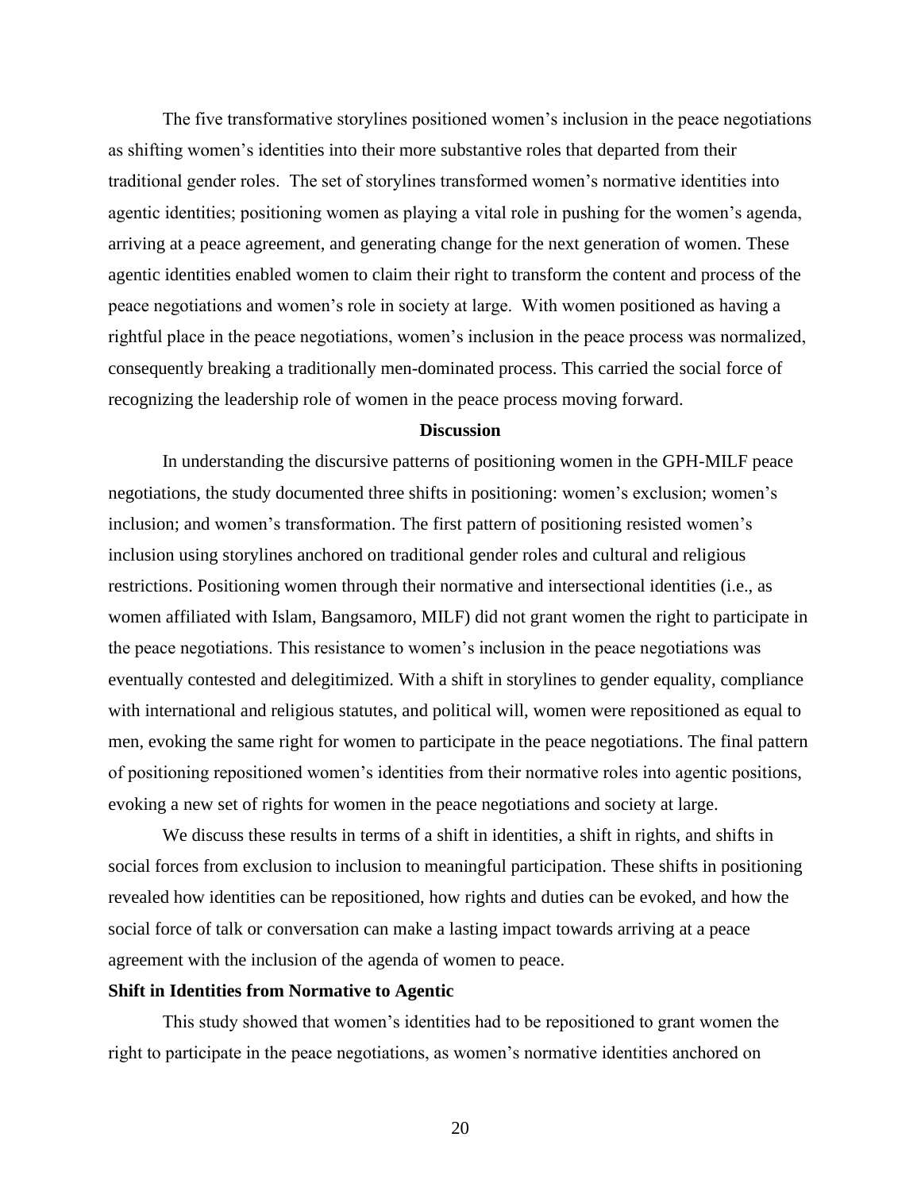The five transformative storylines positioned women's inclusion in the peace negotiations as shifting women's identities into their more substantive roles that departed from their traditional gender roles. The set of storylines transformed women's normative identities into agentic identities; positioning women as playing a vital role in pushing for the women's agenda, arriving at a peace agreement, and generating change for the next generation of women. These agentic identities enabled women to claim their right to transform the content and process of the peace negotiations and women's role in society at large. With women positioned as having a rightful place in the peace negotiations, women's inclusion in the peace process was normalized, consequently breaking a traditionally men-dominated process. This carried the social force of recognizing the leadership role of women in the peace process moving forward.

## Discussion

In understanding the discursive patterns of positioning women in the GPH-MILF peace negotiations, the study documented three shifts in positioning: women's exclusion; women's inclusion; and women's transformation. The first pattern of positioning resisted women's inclusion using storylines anchored on traditional gender roles and cultural and religious restrictions. Positioning women through their normative and intersectional identities (i.e., as women affiliated with Islam, Bangsamoro, MILF) did not grant women the right to participate in the peace negotiations. This resistance to women's inclusion in the peace negotiations was eventually contested and delegitimized. With a shift in storylines to gender equality, compliance with international and religious statutes, and political will, women were repositioned as equal to men, evoking the same right for women to participate in the peace negotiations. The final pattern of positioning repositioned women's identities from their normative roles into agentic positions, evoking a new set of rights for women in the peace negotiations and society at large.

We discuss these results in terms of a shift in identities, a shift in rights, and shifts in social forces from exclusion to inclusion to meaningful participation. These shifts in positioning revealed how identities can be repositioned, how rights and duties can be evoked, and how the social force of talk or conversation can make a lasting impact towards arriving at a peace agreement with the inclusion of the agenda of women to peace.

### Shift in Identities from Normative to Agentic

This study showed that women's identities had to be repositioned to grant women the right to participate in the peace negotiations, as women's normative identities anchored on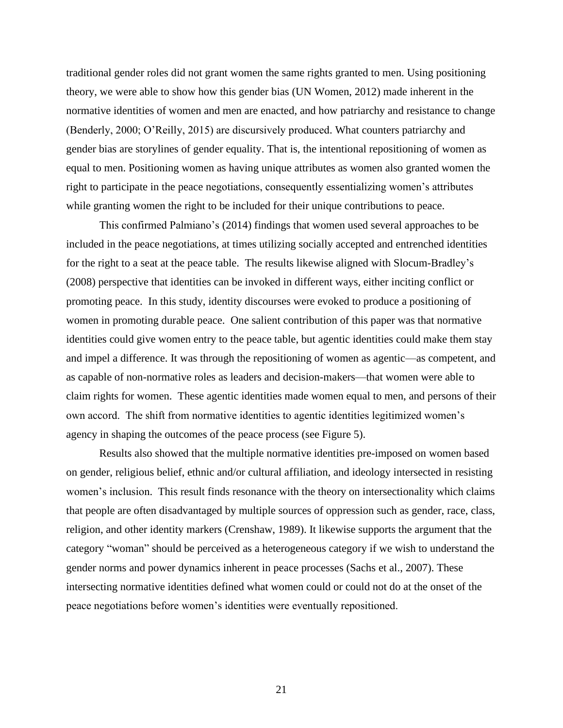traditional gender roles did not grant women the same rights granted to men. Using positioning theory, we were able to show how this gender bias (UN Women, 2012) made inherent in the normative identities of women and men are enacted, and how patriarchy and resistance to change (Benderly, 2000; O'Reilly, 2015) are discursively produced. What counters patriarchy and gender bias are storylines of gender equality. That is, the intentional repositioning of women as equal to men. Positioning women as having unique attributes as women also granted women the right to participate in the peace negotiations, consequently essentializing women's attributes while granting women the right to be included for their unique contributions to peace.

This confirmed Palmiano's (2014) findings that women used several approaches to be included in the peace negotiations, at times utilizing socially accepted and entrenched identities for the right to a seat at the peace table. The results likewise aligned with Slocum-Bradley's (2008) perspective that identities can be invoked in different ways, either inciting conflict or promoting peace. In this study, identity discourses were evoked to produce a positioning of women in promoting durable peace. One salient contribution of this paper was that normative identities could give women entry to the peace table, but agentic identities could make them stay and impel a difference. It was through the repositioning of women as agentic—as competent, and as capable of non-normative roles as leaders and decision-makers—that women were able to claim rights for women. These agentic identities made women equal to men, and persons of their own accord. The shift from normative identities to agentic identities legitimized women's agency in shaping the outcomes of the peace process (see Figure 5).

Results also showed that the multiple normative identities pre-imposed on women based on gender, religious belief, ethnic and/or cultural affiliation, and ideology intersected in resisting women's inclusion. This result finds resonance with the theory on intersectionality which claims that people are often disadvantaged by multiple sources of oppression such as gender, race, class, religion, and other identity markers (Crenshaw, 1989). It likewise supports the argument that the category "woman" should be perceived as a heterogeneous category if we wish to understand the gender norms and power dynamics inherent in peace processes (Sachs et al., 2007). These intersecting normative identities defined what women could or could not do at the onset of the peace negotiations before women's identities were eventually repositioned.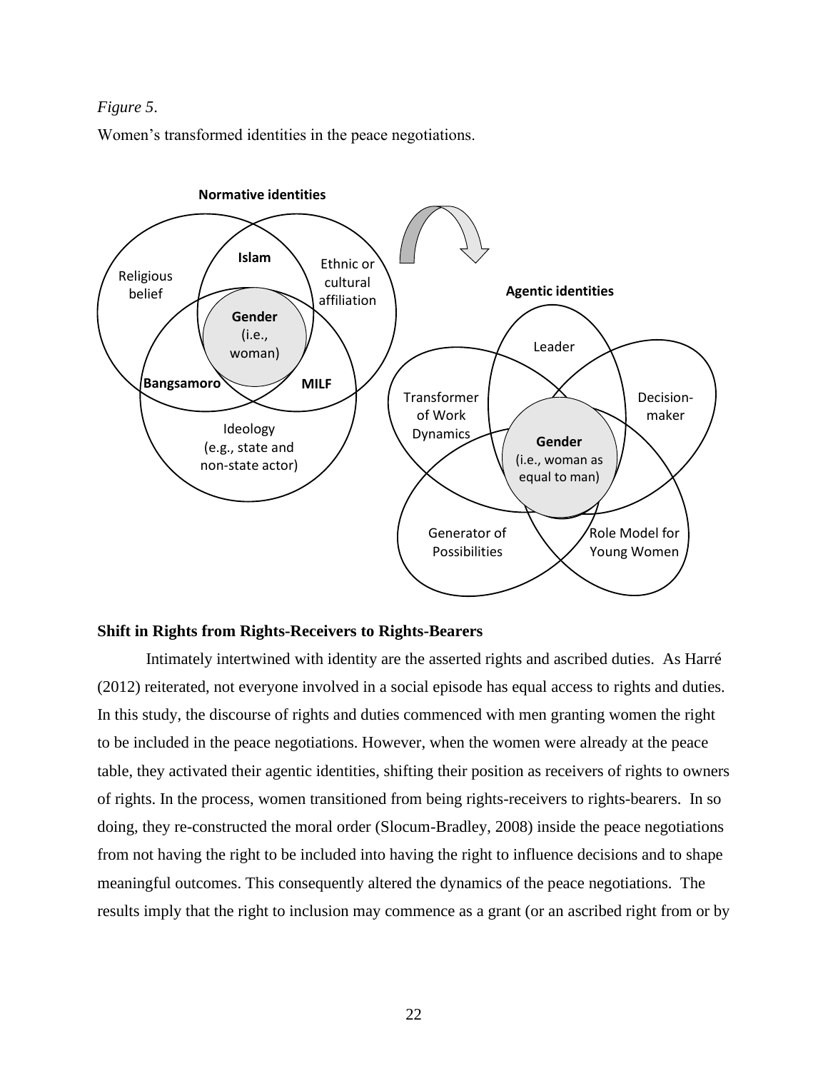*Figure 5*.

Women's transformed identities in the peace negotiations.

Normative identities

Religious belief | Islam | Ethnic or cultural affiliation | Gender (i.e., woman) | Bangsamoro | MILF | Ideology (e.g., state and non-state actor)

Agentic identities

Leader | Transformer of Work Dynamics | Decision-maker | Gender (i.e., woman as equal to man) | Generator of Possibilities | Role Model for Young Women

### Shift in Rights from Rights-Receivers to Rights-Bearers

Intimately intertwined with identity are the asserted rights and ascribed duties. As Harré (2012) reiterated, not everyone involved in a social episode has equal access to rights and duties. In this study, the discourse of rights and duties commenced with men granting women the right to be included in the peace negotiations. However, when the women were already at the peace table, they activated their agentic identities, shifting their position as receivers of rights to owners of rights. In the process, women transitioned from being rights-receivers to rights-bearers. In so doing, they re-constructed the moral order (Slocum-Bradley, 2008) inside the peace negotiations from not having the right to be included into having the right to influence decisions and to shape meaningful outcomes. This consequently altered the dynamics of the peace negotiations. The results imply that the right to inclusion may commence as a grant (or an ascribed right from or by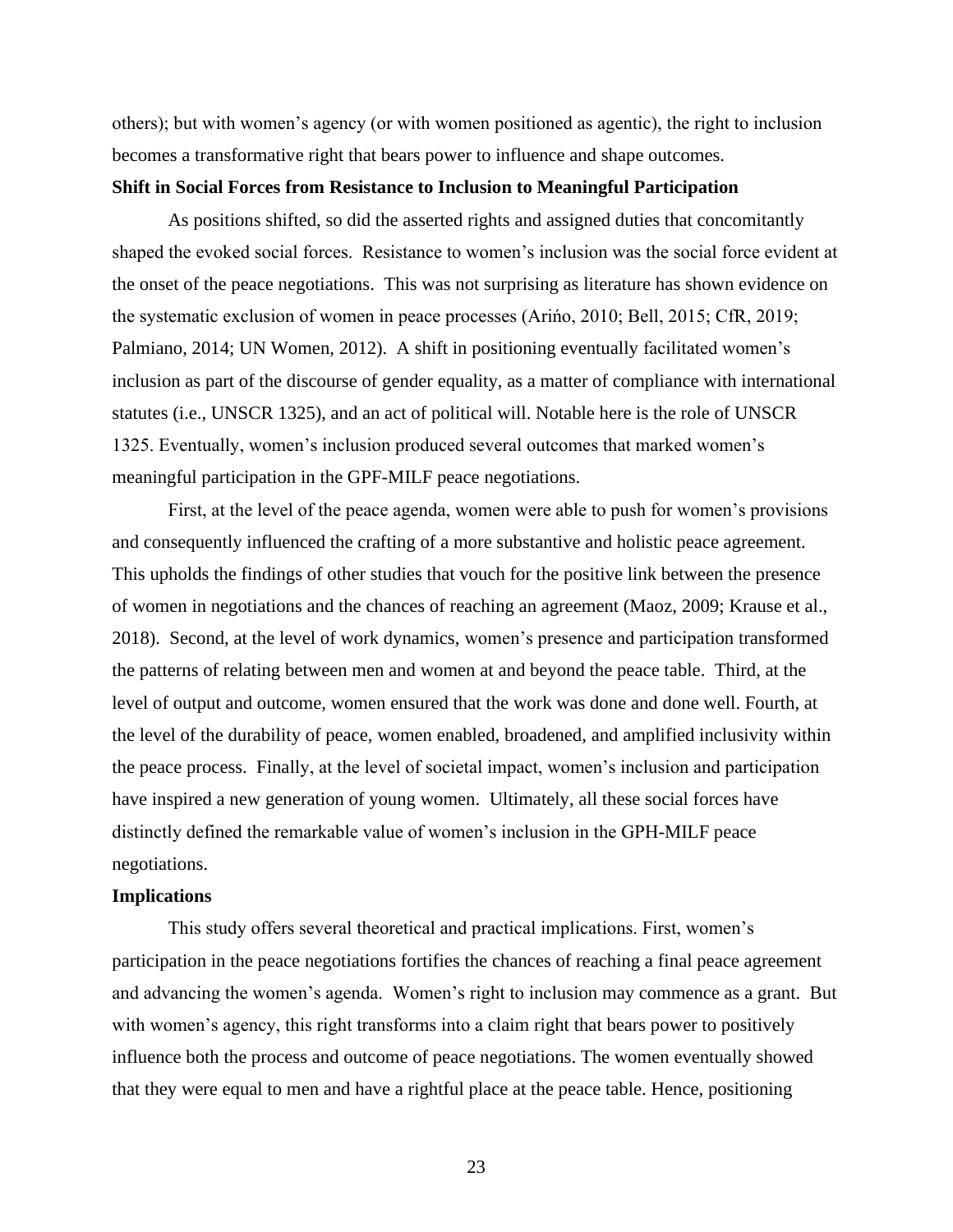others); but with women's agency (or with women positioned as agentic), the right to inclusion becomes a transformative right that bears power to influence and shape outcomes.

**Shift in Social Forces from Resistance to Inclusion to Meaningful Participation**

As positions shifted, so did the asserted rights and assigned duties that concomitantly shaped the evoked social forces. Resistance to women's inclusion was the social force evident at the onset of the peace negotiations. This was not surprising as literature has shown evidence on the systematic exclusion of women in peace processes (Ariño, 2010; Bell, 2015; CfR, 2019; Palmiano, 2014; UN Women, 2012). A shift in positioning eventually facilitated women's inclusion as part of the discourse of gender equality, as a matter of compliance with international statutes (i.e., UNSCR 1325), and an act of political will. Notable here is the role of UNSCR 1325. Eventually, women's inclusion produced several outcomes that marked women's meaningful participation in the GPF-MILF peace negotiations.

First, at the level of the peace agenda, women were able to push for women's provisions and consequently influenced the crafting of a more substantive and holistic peace agreement. This upholds the findings of other studies that vouch for the positive link between the presence of women in negotiations and the chances of reaching an agreement (Maoz, 2009; Krause et al., 2018). Second, at the level of work dynamics, women's presence and participation transformed the patterns of relating between men and women at and beyond the peace table. Third, at the level of output and outcome, women ensured that the work was done and done well. Fourth, at the level of the durability of peace, women enabled, broadened, and amplified inclusivity within the peace process. Finally, at the level of societal impact, women's inclusion and participation have inspired a new generation of young women. Ultimately, all these social forces have distinctly defined the remarkable value of women's inclusion in the GPH-MILF peace negotiations.

**Implications**

This study offers several theoretical and practical implications. First, women's participation in the peace negotiations fortifies the chances of reaching a final peace agreement and advancing the women's agenda. Women's right to inclusion may commence as a grant. But with women's agency, this right transforms into a claim right that bears power to positively influence both the process and outcome of peace negotiations. The women eventually showed that they were equal to men and have a rightful place at the peace table. Hence, positioning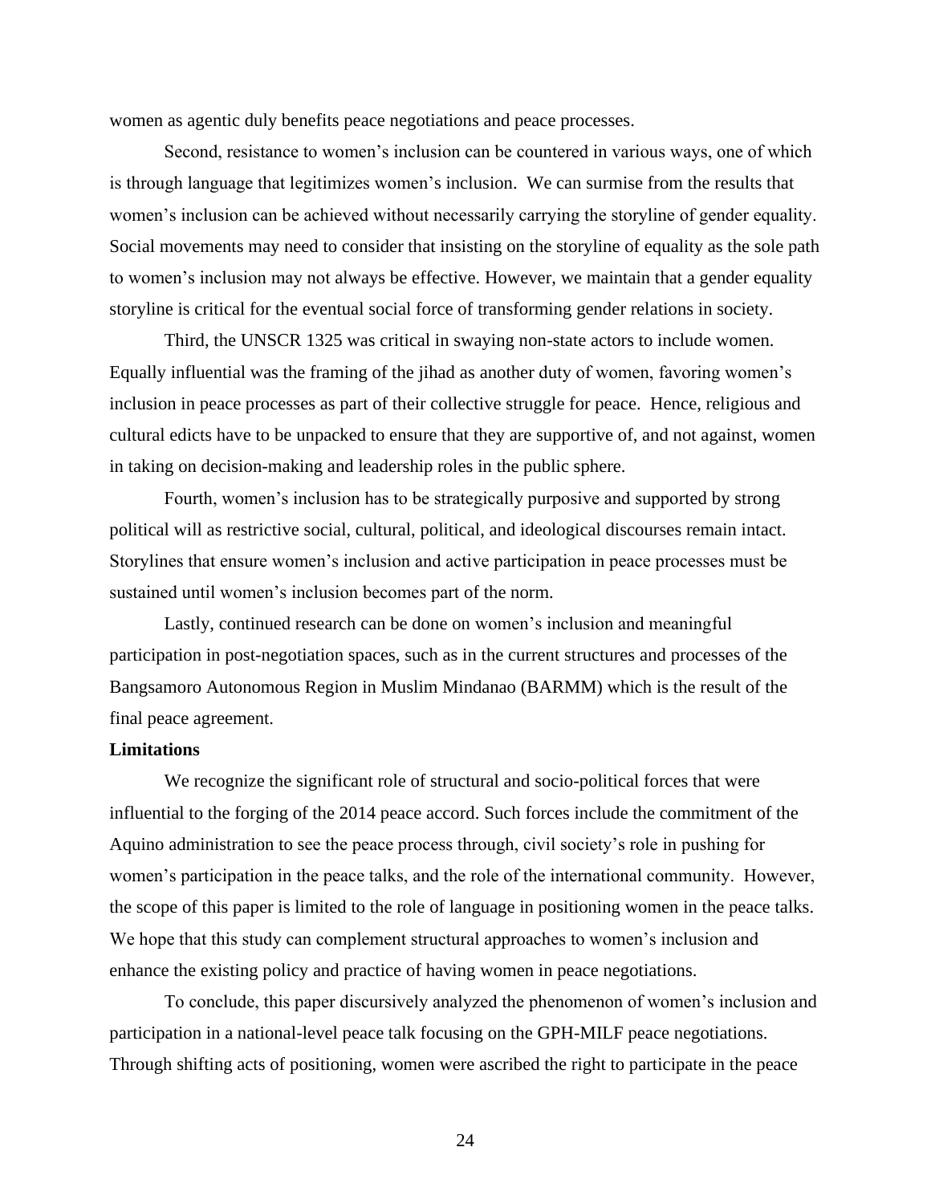women as agentic duly benefits peace negotiations and peace processes.

Second, resistance to women's inclusion can be countered in various ways, one of which is through language that legitimizes women's inclusion. We can surmise from the results that women's inclusion can be achieved without necessarily carrying the storyline of gender equality. Social movements may need to consider that insisting on the storyline of equality as the sole path to women's inclusion may not always be effective. However, we maintain that a gender equality storyline is critical for the eventual social force of transforming gender relations in society.

Third, the UNSCR 1325 was critical in swaying non-state actors to include women. Equally influential was the framing of the jihad as another duty of women, favoring women's inclusion in peace processes as part of their collective struggle for peace. Hence, religious and cultural edicts have to be unpacked to ensure that they are supportive of, and not against, women in taking on decision-making and leadership roles in the public sphere.

Fourth, women's inclusion has to be strategically purposive and supported by strong political will as restrictive social, cultural, political, and ideological discourses remain intact. Storylines that ensure women's inclusion and active participation in peace processes must be sustained until women's inclusion becomes part of the norm.

Lastly, continued research can be done on women's inclusion and meaningful participation in post-negotiation spaces, such as in the current structures and processes of the Bangsamoro Autonomous Region in Muslim Mindanao (BARMM) which is the result of the final peace agreement.

**Limitations**

We recognize the significant role of structural and socio-political forces that were influential to the forging of the 2014 peace accord. Such forces include the commitment of the Aquino administration to see the peace process through, civil society's role in pushing for women's participation in the peace talks, and the role of the international community. However, the scope of this paper is limited to the role of language in positioning women in the peace talks. We hope that this study can complement structural approaches to women's inclusion and enhance the existing policy and practice of having women in peace negotiations.

To conclude, this paper discursively analyzed the phenomenon of women's inclusion and participation in a national-level peace talk focusing on the GPH-MILF peace negotiations. Through shifting acts of positioning, women were ascribed the right to participate in the peace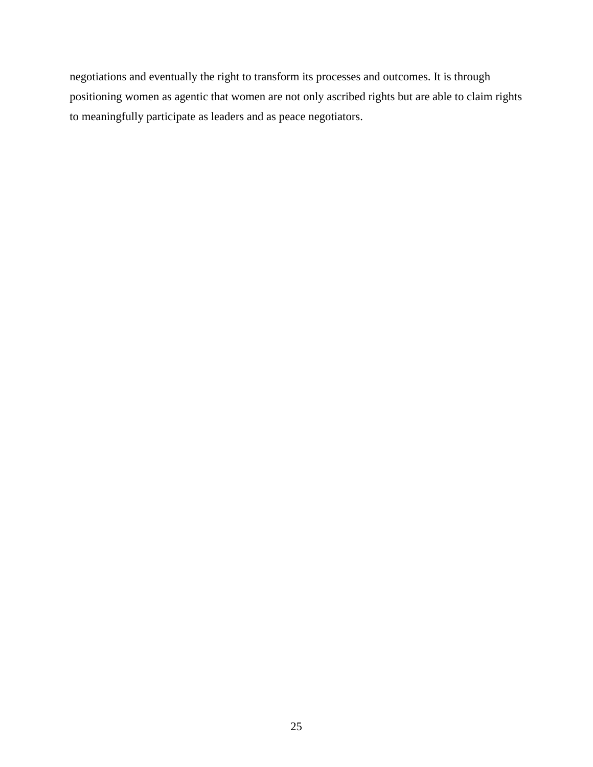negotiations and eventually the right to transform its processes and outcomes. It is through positioning women as agentic that women are not only ascribed rights but are able to claim rights to meaningfully participate as leaders and as peace negotiators.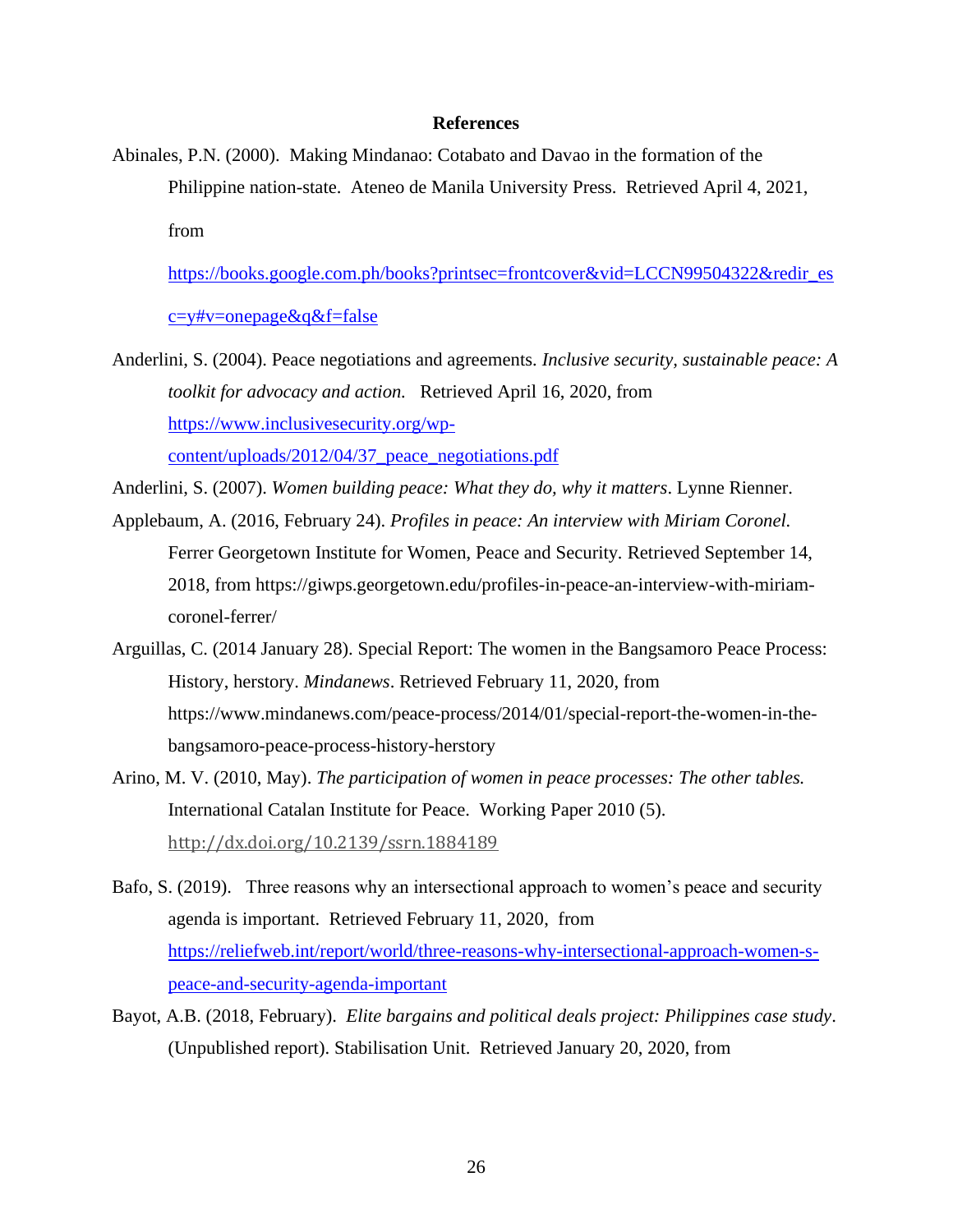# References

Abinales, P.N. (2000). Making Mindanao: Cotabato and Davao in the formation of the Philippine nation-state. Ateneo de Manila University Press. Retrieved April 4, 2021, from https://books.google.com.ph/books?printsec=frontcover&vid=LCCN99504322&redir_esc=y#v=onepage&q&f=false

Anderlini, S. (2004). Peace negotiations and agreements. *Inclusive security, sustainable peace: A toolkit for advocacy and action.* Retrieved April 16, 2020, from https://www.inclusivesecurity.org/wp-content/uploads/2012/04/37_peace_negotiations.pdf

Anderlini, S. (2007). *Women building peace: What they do, why it matters*. Lynne Rienner.

Applebaum, A. (2016, February 24). *Profiles in peace: An interview with Miriam Coronel.* Ferrer Georgetown Institute for Women, Peace and Security. Retrieved September 14, 2018, from https://giwps.georgetown.edu/profiles-in-peace-an-interview-with-miriam-coronel-ferrer/

Arguillas, C. (2014 January 28). Special Report: The women in the Bangsamoro Peace Process: History, herstory. *Mindanews*. Retrieved February 11, 2020, from https://www.mindanews.com/peace-process/2014/01/special-report-the-women-in-the-bangsamoro-peace-process-history-herstory

Arino, M. V. (2010, May). *The participation of women in peace processes: The other tables.* International Catalan Institute for Peace. Working Paper 2010 (5). http://dx.doi.org/10.2139/ssrn.1884189

Bafo, S. (2019). Three reasons why an intersectional approach to women's peace and security agenda is important. Retrieved February 11, 2020, from https://reliefweb.int/report/world/three-reasons-why-intersectional-approach-women-s-peace-and-security-agenda-important

Bayot, A.B. (2018, February). *Elite bargains and political deals project: Philippines case study*. (Unpublished report). Stabilisation Unit. Retrieved January 20, 2020, from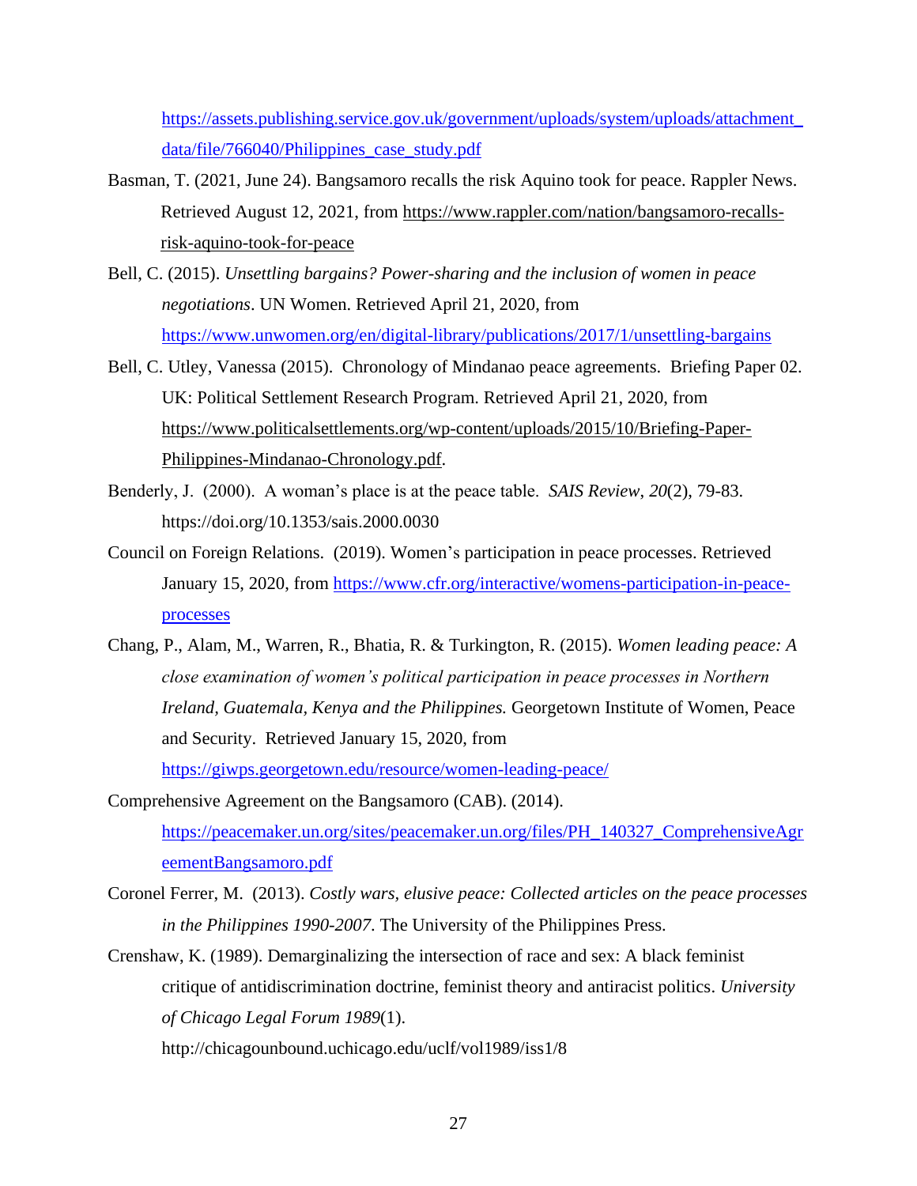https://assets.publishing.service.gov.uk/government/uploads/system/uploads/attachment_data/file/766040/Philippines_case_study.pdf

Basman, T. (2021, June 24). Bangsamoro recalls the risk Aquino took for peace. Rappler News. Retrieved August 12, 2021, from https://www.rappler.com/nation/bangsamoro-recalls-risk-aquino-took-for-peace

Bell, C. (2015). *Unsettling bargains? Power-sharing and the inclusion of women in peace negotiations*. UN Women. Retrieved April 21, 2020, from https://www.unwomen.org/en/digital-library/publications/2017/1/unsettling-bargains

Bell, C. Utley, Vanessa (2015). Chronology of Mindanao peace agreements. Briefing Paper 02. UK: Political Settlement Research Program. Retrieved April 21, 2020, from https://www.politicalsettlements.org/wp-content/uploads/2015/10/Briefing-Paper-Philippines-Mindanao-Chronology.pdf.

Benderly, J. (2000). A woman's place is at the peace table. *SAIS Review*, *20*(2), 79-83. https://doi.org/10.1353/sais.2000.0030

Council on Foreign Relations. (2019). Women's participation in peace processes. Retrieved January 15, 2020, from https://www.cfr.org/interactive/womens-participation-in-peace-processes

Chang, P., Alam, M., Warren, R., Bhatia, R. & Turkington, R. (2015). *Women leading peace: A close examination of women's political participation in peace processes in Northern Ireland, Guatemala, Kenya and the Philippines.* Georgetown Institute of Women, Peace and Security. Retrieved January 15, 2020, from https://giwps.georgetown.edu/resource/women-leading-peace/

Comprehensive Agreement on the Bangsamoro (CAB). (2014). https://peacemaker.un.org/sites/peacemaker.un.org/files/PH_140327_ComprehensiveAgreementBangsamoro.pdf

Coronel Ferrer, M. (2013). *Costly wars, elusive peace: Collected articles on the peace processes in the Philippines 1990-2007*. The University of the Philippines Press.

Crenshaw, K. (1989). Demarginalizing the intersection of race and sex: A black feminist critique of antidiscrimination doctrine, feminist theory and antiracist politics. *University of Chicago Legal Forum 1989*(1). http://chicagounbound.uchicago.edu/uclf/vol1989/iss1/8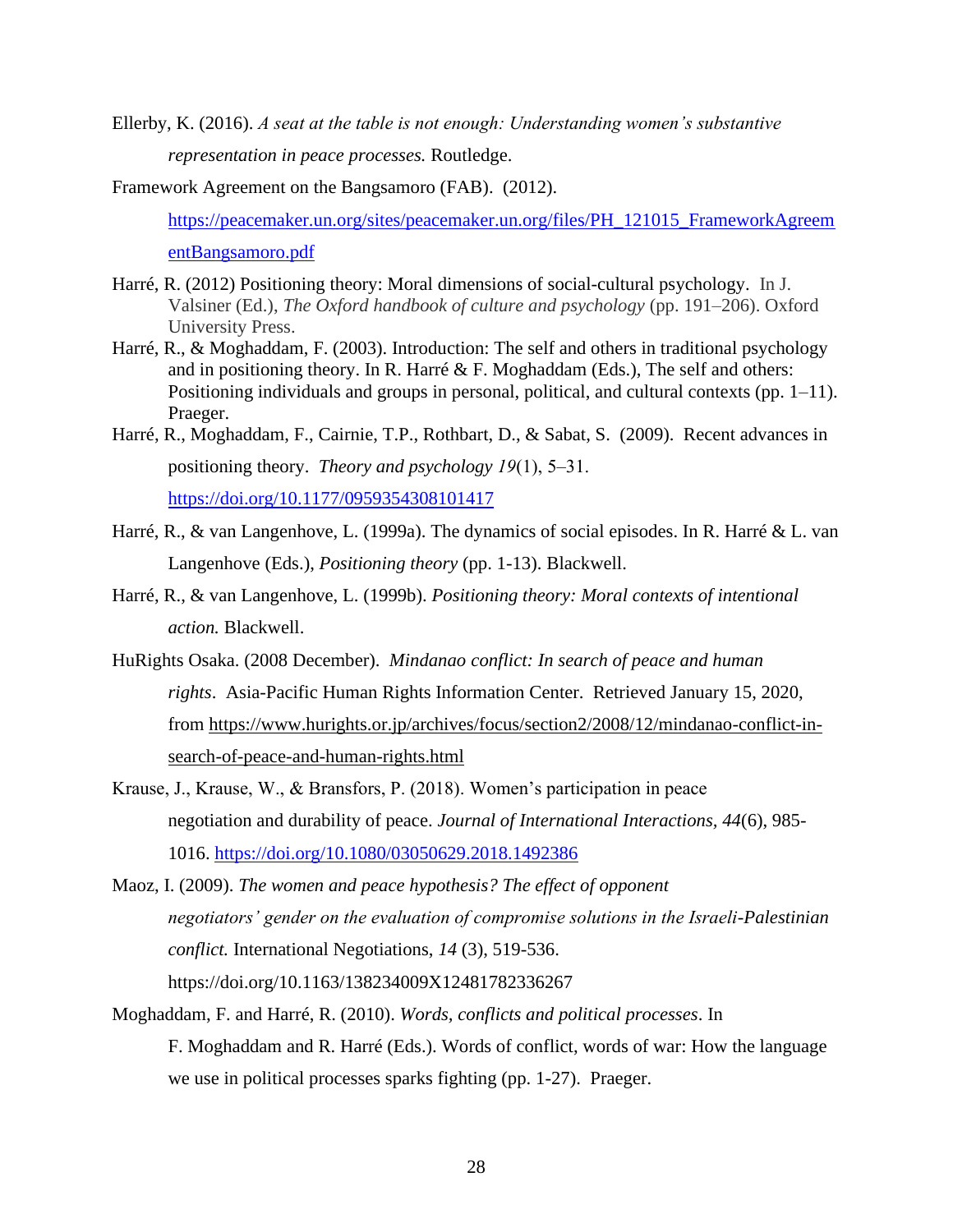Ellerby, K. (2016). *A seat at the table is not enough: Understanding women's substantive representation in peace processes.* Routledge.

Framework Agreement on the Bangsamoro (FAB). (2012). https://peacemaker.un.org/sites/peacemaker.un.org/files/PH_121015_FrameworkAgreementBangsamoro.pdf

Harré, R. (2012) Positioning theory: Moral dimensions of social-cultural psychology. In J. Valsiner (Ed.), *The Oxford handbook of culture and psychology* (pp. 191–206). Oxford University Press.

Harré, R., & Moghaddam, F. (2003). Introduction: The self and others in traditional psychology and in positioning theory. In R. Harré & F. Moghaddam (Eds.), The self and others: Positioning individuals and groups in personal, political, and cultural contexts (pp. 1–11). Praeger.

Harré, R., Moghaddam, F., Cairnie, T.P., Rothbart, D., & Sabat, S. (2009). Recent advances in positioning theory. *Theory and psychology 19*(1), 5–31. https://doi.org/10.1177/0959354308101417

Harré, R., & van Langenhove, L. (1999a). The dynamics of social episodes. In R. Harré & L. van Langenhove (Eds.), *Positioning theory* (pp. 1-13). Blackwell.

Harré, R., & van Langenhove, L. (1999b). *Positioning theory: Moral contexts of intentional action.* Blackwell.

HuRights Osaka. (2008 December). *Mindanao conflict: In search of peace and human rights*. Asia-Pacific Human Rights Information Center. Retrieved January 15, 2020, from https://www.hurights.or.jp/archives/focus/section2/2008/12/mindanao-conflict-in-search-of-peace-and-human-rights.html

Krause, J., Krause, W., & Bransfors, P. (2018). Women's participation in peace negotiation and durability of peace. *Journal of International Interactions*, *44*(6), 985-1016. https://doi.org/10.1080/03050629.2018.1492386

Maoz, I. (2009). *The women and peace hypothesis? The effect of opponent negotiators' gender on the evaluation of compromise solutions in the Israeli-Palestinian conflict.* International Negotiations, *14* (3), 519-536. https://doi.org/10.1163/138234009X12481782336267

Moghaddam, F. and Harré, R. (2010). *Words, conflicts and political processes*. In F. Moghaddam and R. Harré (Eds.). Words of conflict, words of war: How the language we use in political processes sparks fighting (pp. 1-27). Praeger.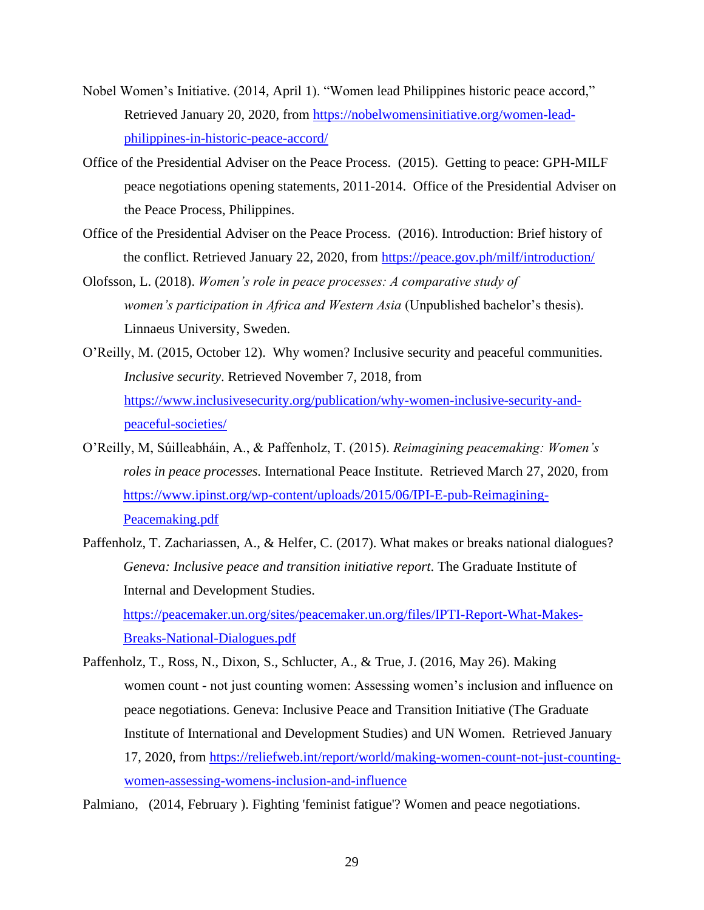Nobel Women's Initiative. (2014, April 1). "Women lead Philippines historic peace accord," Retrieved January 20, 2020, from https://nobelwomensinitiative.org/women-lead-philippines-in-historic-peace-accord/

Office of the Presidential Adviser on the Peace Process. (2015). Getting to peace: GPH-MILF peace negotiations opening statements, 2011-2014. Office of the Presidential Adviser on the Peace Process, Philippines.

Office of the Presidential Adviser on the Peace Process. (2016). Introduction: Brief history of the conflict. Retrieved January 22, 2020, from https://peace.gov.ph/milf/introduction/

Olofsson, L. (2018). *Women's role in peace processes: A comparative study of women's participation in Africa and Western Asia* (Unpublished bachelor's thesis). Linnaeus University, Sweden.

O'Reilly, M. (2015, October 12). Why women? Inclusive security and peaceful communities. *Inclusive security*. Retrieved November 7, 2018, from https://www.inclusivesecurity.org/publication/why-women-inclusive-security-and-peaceful-societies/

O'Reilly, M, Súilleabháin, A., & Paffenholz, T. (2015). *Reimagining peacemaking: Women's roles in peace processes.* International Peace Institute. Retrieved March 27, 2020, from https://www.ipinst.org/wp-content/uploads/2015/06/IPI-E-pub-Reimagining-Peacemaking.pdf

Paffenholz, T. Zachariassen, A., & Helfer, C. (2017). What makes or breaks national dialogues? *Geneva: Inclusive peace and transition initiative report*. The Graduate Institute of Internal and Development Studies. https://peacemaker.un.org/sites/peacemaker.un.org/files/IPTI-Report-What-Makes-Breaks-National-Dialogues.pdf

Paffenholz, T., Ross, N., Dixon, S., Schlucter, A., & True, J. (2016, May 26). Making women count - not just counting women: Assessing women's inclusion and influence on peace negotiations. Geneva: Inclusive Peace and Transition Initiative (The Graduate Institute of International and Development Studies) and UN Women. Retrieved January 17, 2020, from https://reliefweb.int/report/world/making-women-count-not-just-counting-women-assessing-womens-inclusion-and-influence

Palmiano, (2014, February ). Fighting 'feminist fatigue'? Women and peace negotiations.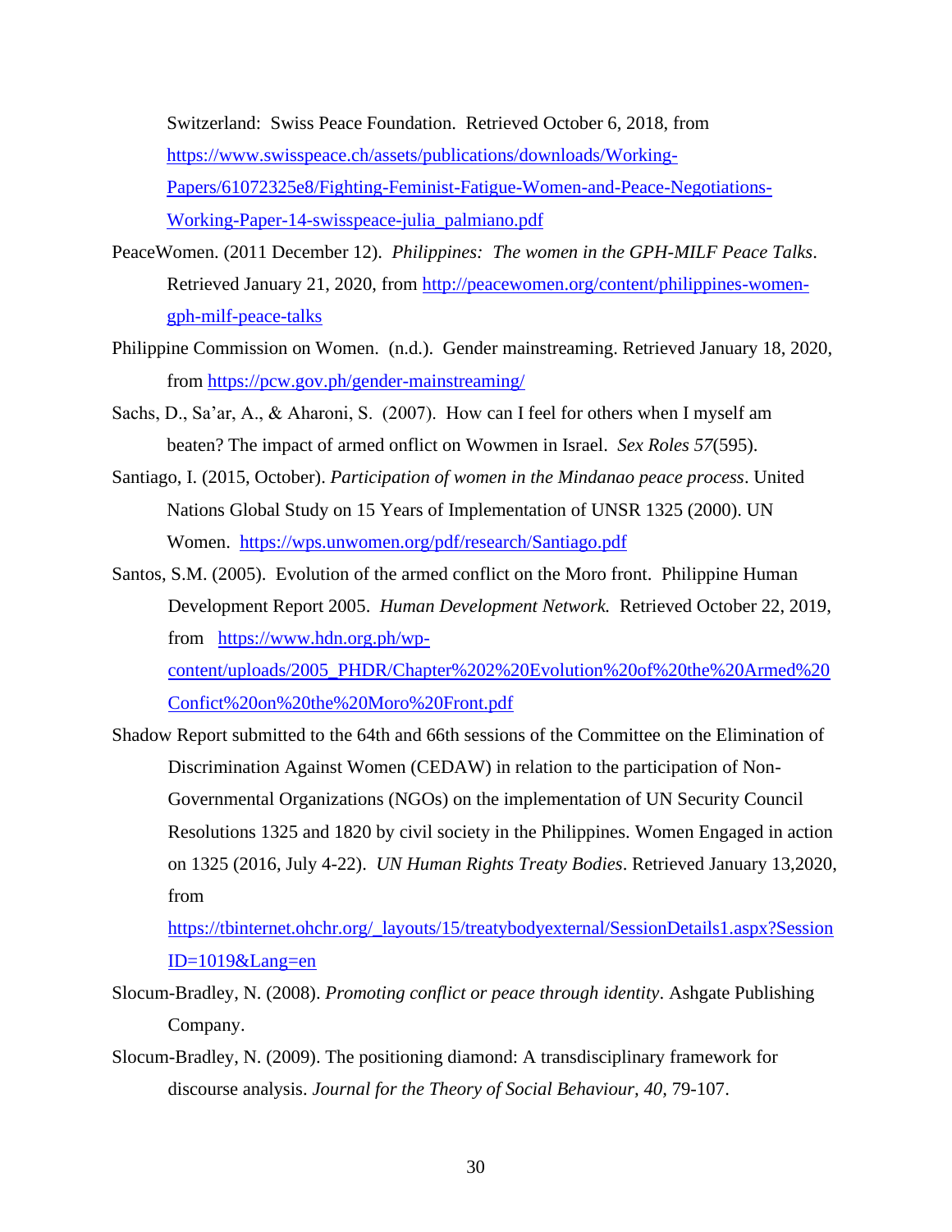Switzerland: Swiss Peace Foundation. Retrieved October 6, 2018, from https://www.swisspeace.ch/assets/publications/downloads/Working-Papers/61072325e8/Fighting-Feminist-Fatigue-Women-and-Peace-Negotiations-Working-Paper-14-swisspeace-julia_palmiano.pdf

PeaceWomen. (2011 December 12). *Philippines: The women in the GPH-MILF Peace Talks*. Retrieved January 21, 2020, from http://peacewomen.org/content/philippines-women-gph-milf-peace-talks

Philippine Commission on Women. (n.d.). Gender mainstreaming. Retrieved January 18, 2020, from https://pcw.gov.ph/gender-mainstreaming/

Sachs, D., Sa'ar, A., & Aharoni, S. (2007). How can I feel for others when I myself am beaten? The impact of armed onflict on Wowmen in Israel. *Sex Roles 57*(595).

Santiago, I. (2015, October). *Participation of women in the Mindanao peace process*. United Nations Global Study on 15 Years of Implementation of UNSR 1325 (2000). UN Women. https://wps.unwomen.org/pdf/research/Santiago.pdf

Santos, S.M. (2005). Evolution of the armed conflict on the Moro front. Philippine Human Development Report 2005. *Human Development Network.* Retrieved October 22, 2019, from https://www.hdn.org.ph/wp-content/uploads/2005_PHDR/Chapter%202%20Evolution%20of%20the%20Armed%20Confict%20on%20the%20Moro%20Front.pdf

Shadow Report submitted to the 64th and 66th sessions of the Committee on the Elimination of Discrimination Against Women (CEDAW) in relation to the participation of Non-Governmental Organizations (NGOs) on the implementation of UN Security Council Resolutions 1325 and 1820 by civil society in the Philippines. Women Engaged in action on 1325 (2016, July 4-22). *UN Human Rights Treaty Bodies*. Retrieved January 13,2020, from https://tbinternet.ohchr.org/_layouts/15/treatybodyexternal/SessionDetails1.aspx?SessionID=1019&Lang=en

Slocum-Bradley, N. (2008). *Promoting conflict or peace through identity*. Ashgate Publishing Company.

Slocum-Bradley, N. (2009). The positioning diamond: A transdisciplinary framework for discourse analysis. *Journal for the Theory of Social Behaviour, 40,* 79-107.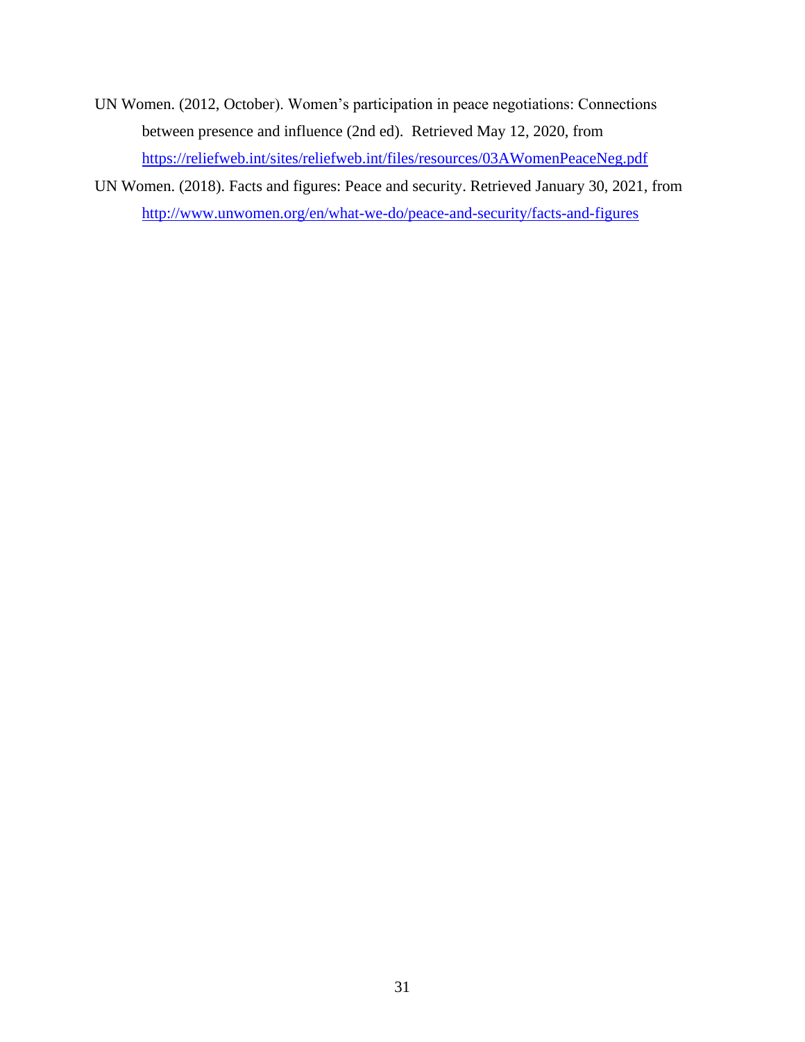UN Women. (2012, October). Women's participation in peace negotiations: Connections between presence and influence (2nd ed). Retrieved May 12, 2020, from https://reliefweb.int/sites/reliefweb.int/files/resources/03AWomenPeaceNeg.pdf

UN Women. (2018). Facts and figures: Peace and security. Retrieved January 30, 2021, from http://www.unwomen.org/en/what-we-do/peace-and-security/facts-and-figures